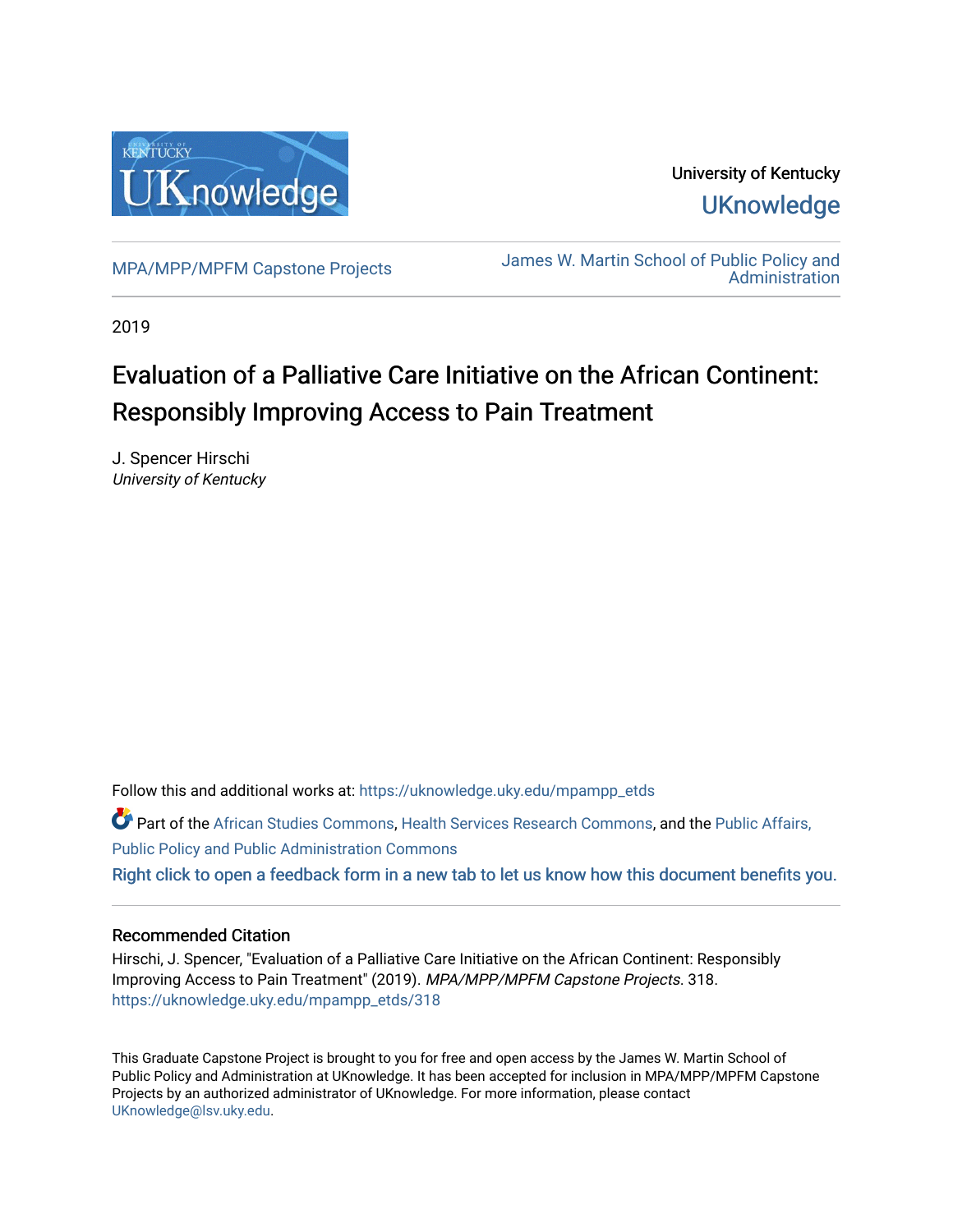University of Kentucky

UKnowledge

MPA/MPP/MPFM Capstone Projects

James W. Martin School of Public Policy and Administration

2019

# Evaluation of a Palliative Care Initiative on the African Continent: Responsibly Improving Access to Pain Treatment

J. Spencer Hirschi
*University of Kentucky*

Follow this and additional works at: https://uknowledge.uky.edu/mpampp_etds

Part of the African Studies Commons, Health Services Research Commons, and the Public Affairs, Public Policy and Public Administration Commons

Right click to open a feedback form in a new tab to let us know how this document benefits you.

## Recommended Citation

Hirschi, J. Spencer, "Evaluation of a Palliative Care Initiative on the African Continent: Responsibly Improving Access to Pain Treatment" (2019). *MPA/MPP/MPFM Capstone Projects*. 318.
https://uknowledge.uky.edu/mpampp_etds/318

This Graduate Capstone Project is brought to you for free and open access by the James W. Martin School of Public Policy and Administration at UKnowledge. It has been accepted for inclusion in MPA/MPP/MPFM Capstone Projects by an authorized administrator of UKnowledge. For more information, please contact UKnowledge@lsv.uky.edu.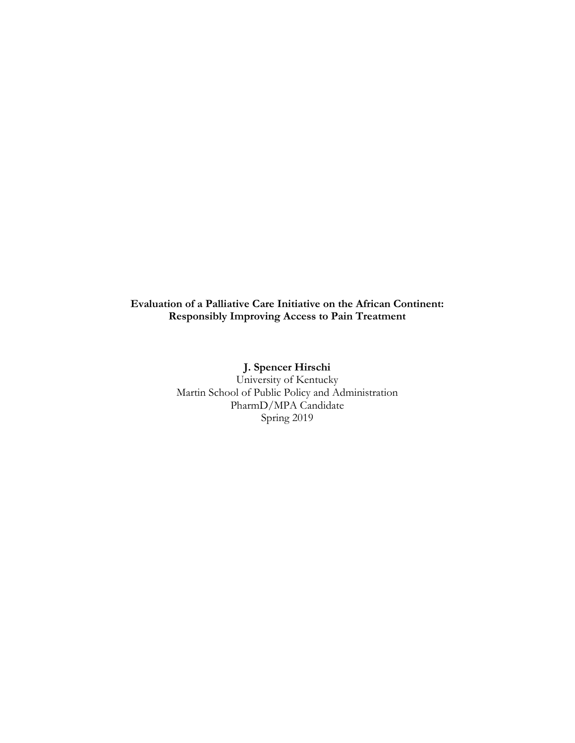**Evaluation of a Palliative Care Initiative on the African Continent: Responsibly Improving Access to Pain Treatment**

**J. Spencer Hirschi**

University of Kentucky

Martin School of Public Policy and Administration

PharmD/MPA Candidate

Spring 2019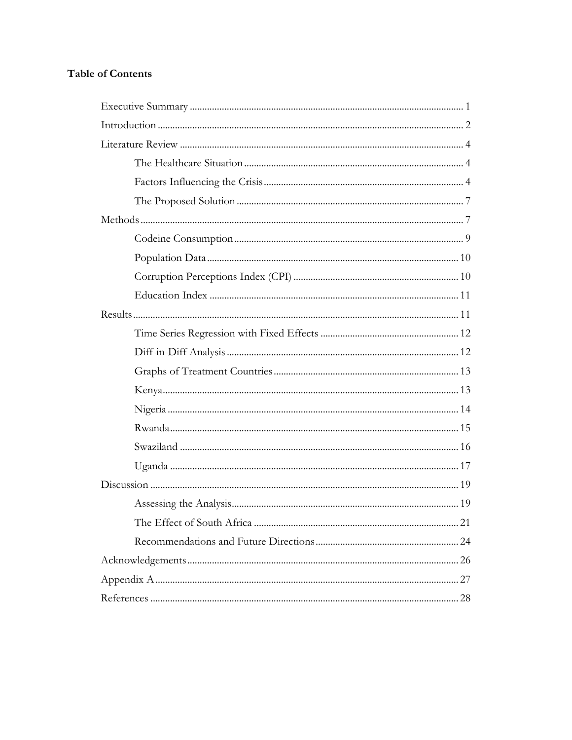**Table of Contents**

Executive Summary .......... 1
Introduction .......... 2
Literature Review .......... 4
- The Healthcare Situation .......... 4
- Factors Influencing the Crisis .......... 4
- The Proposed Solution .......... 7

Methods .......... 7
- Codeine Consumption .......... 9
- Population Data .......... 10
- Corruption Perceptions Index (CPI) .......... 10
- Education Index .......... 11

Results .......... 11
- Time Series Regression with Fixed Effects .......... 12
- Diff-in-Diff Analysis .......... 12
- Graphs of Treatment Countries .......... 13
- Kenya .......... 13
- Nigeria .......... 14
- Rwanda .......... 15
- Swaziland .......... 16
- Uganda .......... 17

Discussion .......... 19
- Assessing the Analysis .......... 19
- The Effect of South Africa .......... 21
- Recommendations and Future Directions .......... 24

Acknowledgements .......... 26
Appendix A .......... 27
References .......... 28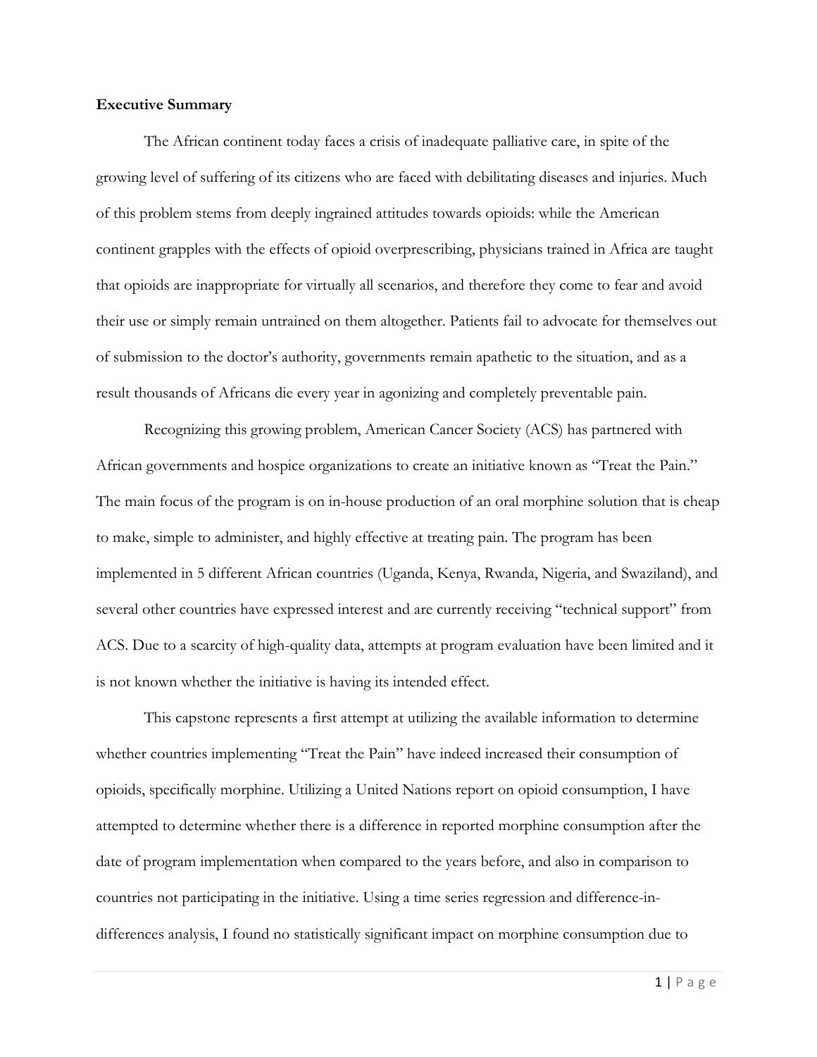**Executive Summary**

The African continent today faces a crisis of inadequate palliative care, in spite of the growing level of suffering of its citizens who are faced with debilitating diseases and injuries. Much of this problem stems from deeply ingrained attitudes towards opioids: while the American continent grapples with the effects of opioid overprescribing, physicians trained in Africa are taught that opioids are inappropriate for virtually all scenarios, and therefore they come to fear and avoid their use or simply remain untrained on them altogether. Patients fail to advocate for themselves out of submission to the doctor's authority, governments remain apathetic to the situation, and as a result thousands of Africans die every year in agonizing and completely preventable pain.

Recognizing this growing problem, American Cancer Society (ACS) has partnered with African governments and hospice organizations to create an initiative known as "Treat the Pain." The main focus of the program is on in-house production of an oral morphine solution that is cheap to make, simple to administer, and highly effective at treating pain. The program has been implemented in 5 different African countries (Uganda, Kenya, Rwanda, Nigeria, and Swaziland), and several other countries have expressed interest and are currently receiving "technical support" from ACS. Due to a scarcity of high-quality data, attempts at program evaluation have been limited and it is not known whether the initiative is having its intended effect.

This capstone represents a first attempt at utilizing the available information to determine whether countries implementing "Treat the Pain" have indeed increased their consumption of opioids, specifically morphine. Utilizing a United Nations report on opioid consumption, I have attempted to determine whether there is a difference in reported morphine consumption after the date of program implementation when compared to the years before, and also in comparison to countries not participating in the initiative. Using a time series regression and difference-in-differences analysis, I found no statistically significant impact on morphine consumption due to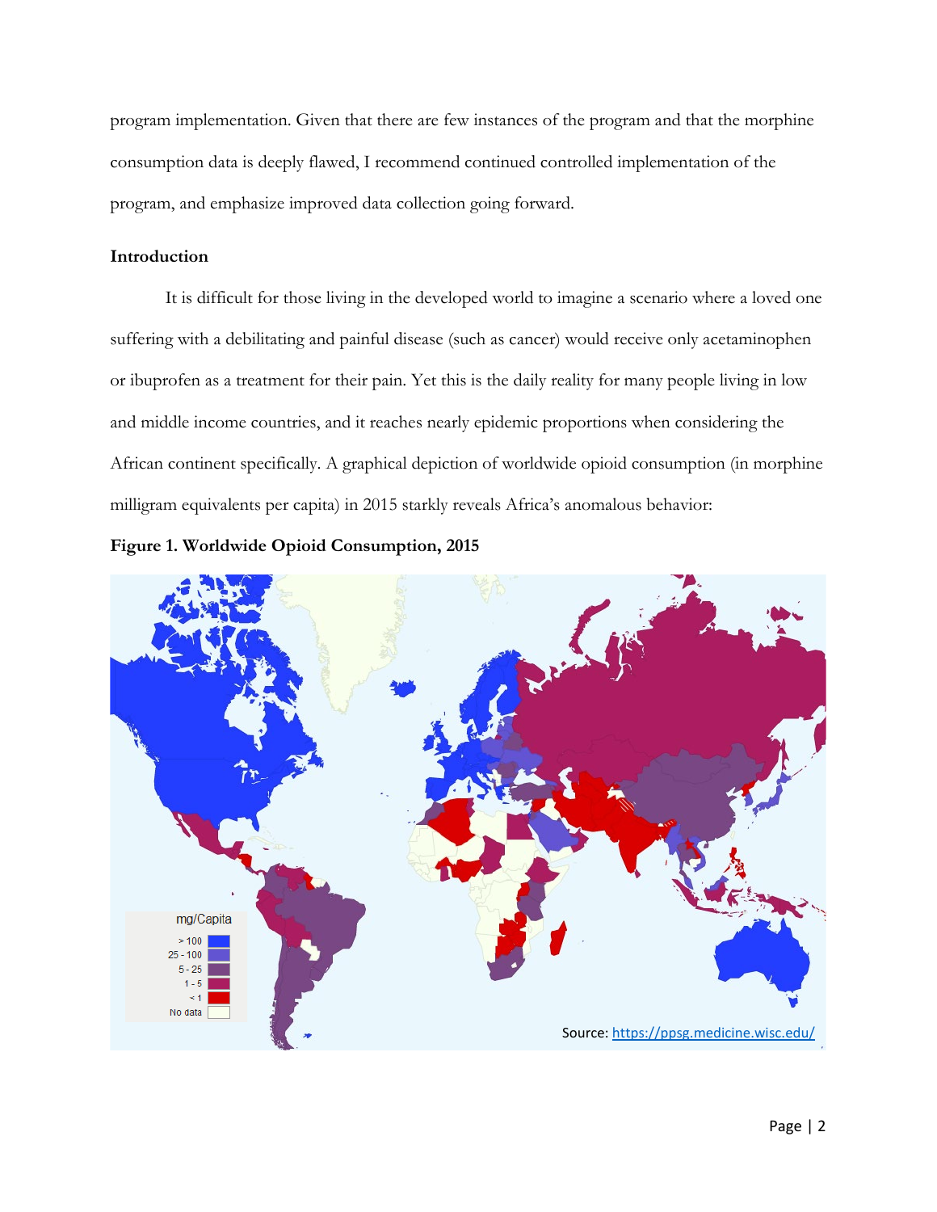program implementation. Given that there are few instances of the program and that the morphine consumption data is deeply flawed, I recommend continued controlled implementation of the program, and emphasize improved data collection going forward.

## Introduction

It is difficult for those living in the developed world to imagine a scenario where a loved one suffering with a debilitating and painful disease (such as cancer) would receive only acetaminophen or ibuprofen as a treatment for their pain. Yet this is the daily reality for many people living in low and middle income countries, and it reaches nearly epidemic proportions when considering the African continent specifically. A graphical depiction of worldwide opioid consumption (in morphine milligram equivalents per capita) in 2015 starkly reveals Africa's anomalous behavior:

**Figure 1. Worldwide Opioid Consumption, 2015**

Source: https://ppsg.medicine.wisc.edu/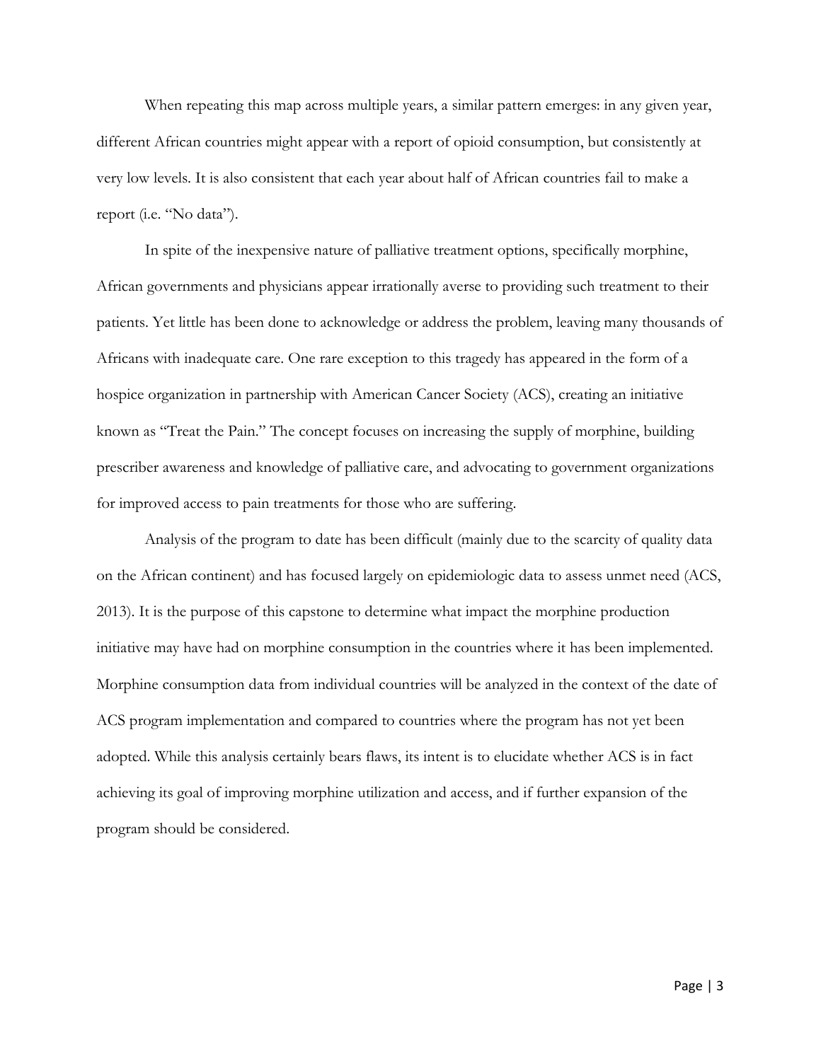When repeating this map across multiple years, a similar pattern emerges: in any given year, different African countries might appear with a report of opioid consumption, but consistently at very low levels. It is also consistent that each year about half of African countries fail to make a report (i.e. "No data").

In spite of the inexpensive nature of palliative treatment options, specifically morphine, African governments and physicians appear irrationally averse to providing such treatment to their patients. Yet little has been done to acknowledge or address the problem, leaving many thousands of Africans with inadequate care. One rare exception to this tragedy has appeared in the form of a hospice organization in partnership with American Cancer Society (ACS), creating an initiative known as "Treat the Pain." The concept focuses on increasing the supply of morphine, building prescriber awareness and knowledge of palliative care, and advocating to government organizations for improved access to pain treatments for those who are suffering.

Analysis of the program to date has been difficult (mainly due to the scarcity of quality data on the African continent) and has focused largely on epidemiologic data to assess unmet need (ACS, 2013). It is the purpose of this capstone to determine what impact the morphine production initiative may have had on morphine consumption in the countries where it has been implemented. Morphine consumption data from individual countries will be analyzed in the context of the date of ACS program implementation and compared to countries where the program has not yet been adopted. While this analysis certainly bears flaws, its intent is to elucidate whether ACS is in fact achieving its goal of improving morphine utilization and access, and if further expansion of the program should be considered.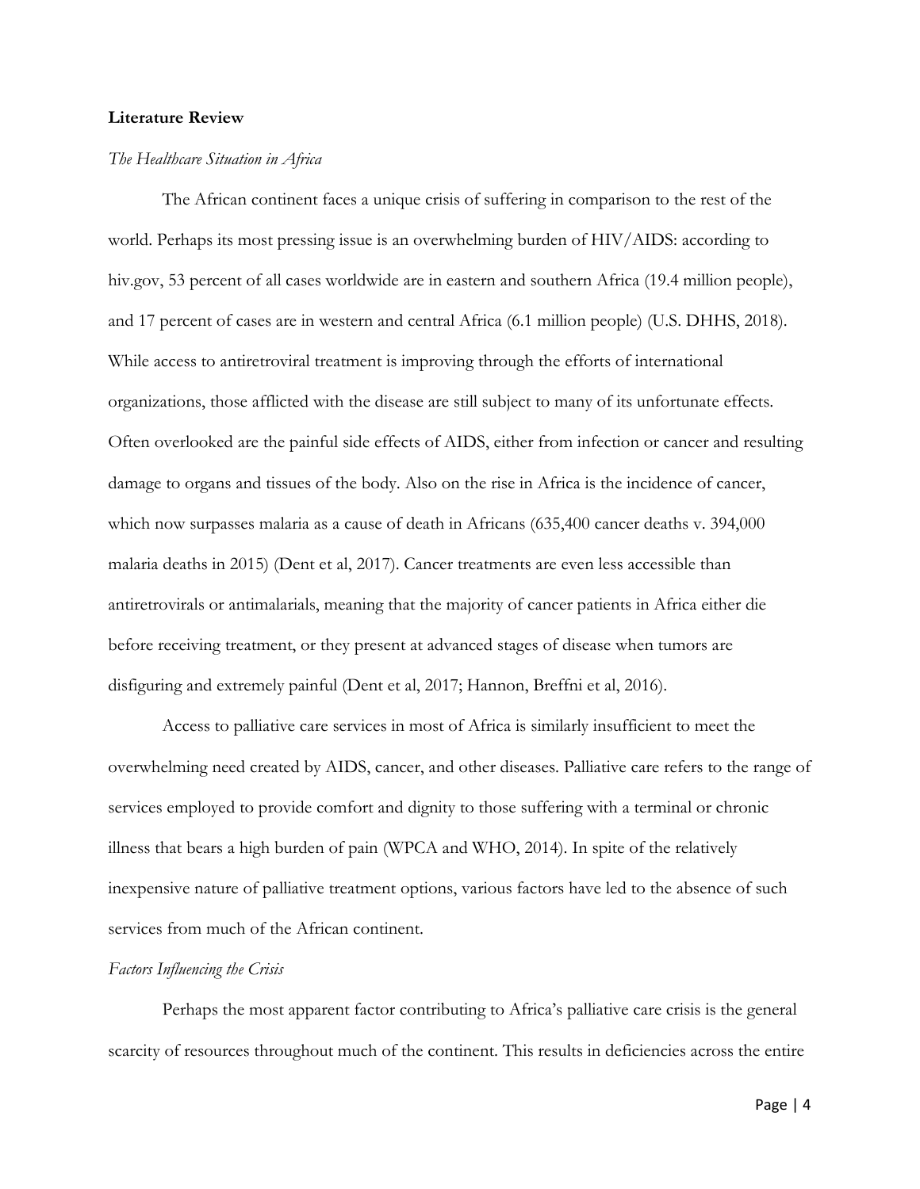**Literature Review**

*The Healthcare Situation in Africa*

The African continent faces a unique crisis of suffering in comparison to the rest of the world. Perhaps its most pressing issue is an overwhelming burden of HIV/AIDS: according to hiv.gov, 53 percent of all cases worldwide are in eastern and southern Africa (19.4 million people), and 17 percent of cases are in western and central Africa (6.1 million people) (U.S. DHHS, 2018). While access to antiretroviral treatment is improving through the efforts of international organizations, those afflicted with the disease are still subject to many of its unfortunate effects. Often overlooked are the painful side effects of AIDS, either from infection or cancer and resulting damage to organs and tissues of the body. Also on the rise in Africa is the incidence of cancer, which now surpasses malaria as a cause of death in Africans (635,400 cancer deaths v. 394,000 malaria deaths in 2015) (Dent et al, 2017). Cancer treatments are even less accessible than antiretrovirals or antimalarials, meaning that the majority of cancer patients in Africa either die before receiving treatment, or they present at advanced stages of disease when tumors are disfiguring and extremely painful (Dent et al, 2017; Hannon, Breffni et al, 2016).

Access to palliative care services in most of Africa is similarly insufficient to meet the overwhelming need created by AIDS, cancer, and other diseases. Palliative care refers to the range of services employed to provide comfort and dignity to those suffering with a terminal or chronic illness that bears a high burden of pain (WPCA and WHO, 2014). In spite of the relatively inexpensive nature of palliative treatment options, various factors have led to the absence of such services from much of the African continent.

*Factors Influencing the Crisis*

Perhaps the most apparent factor contributing to Africa's palliative care crisis is the general scarcity of resources throughout much of the continent. This results in deficiencies across the entire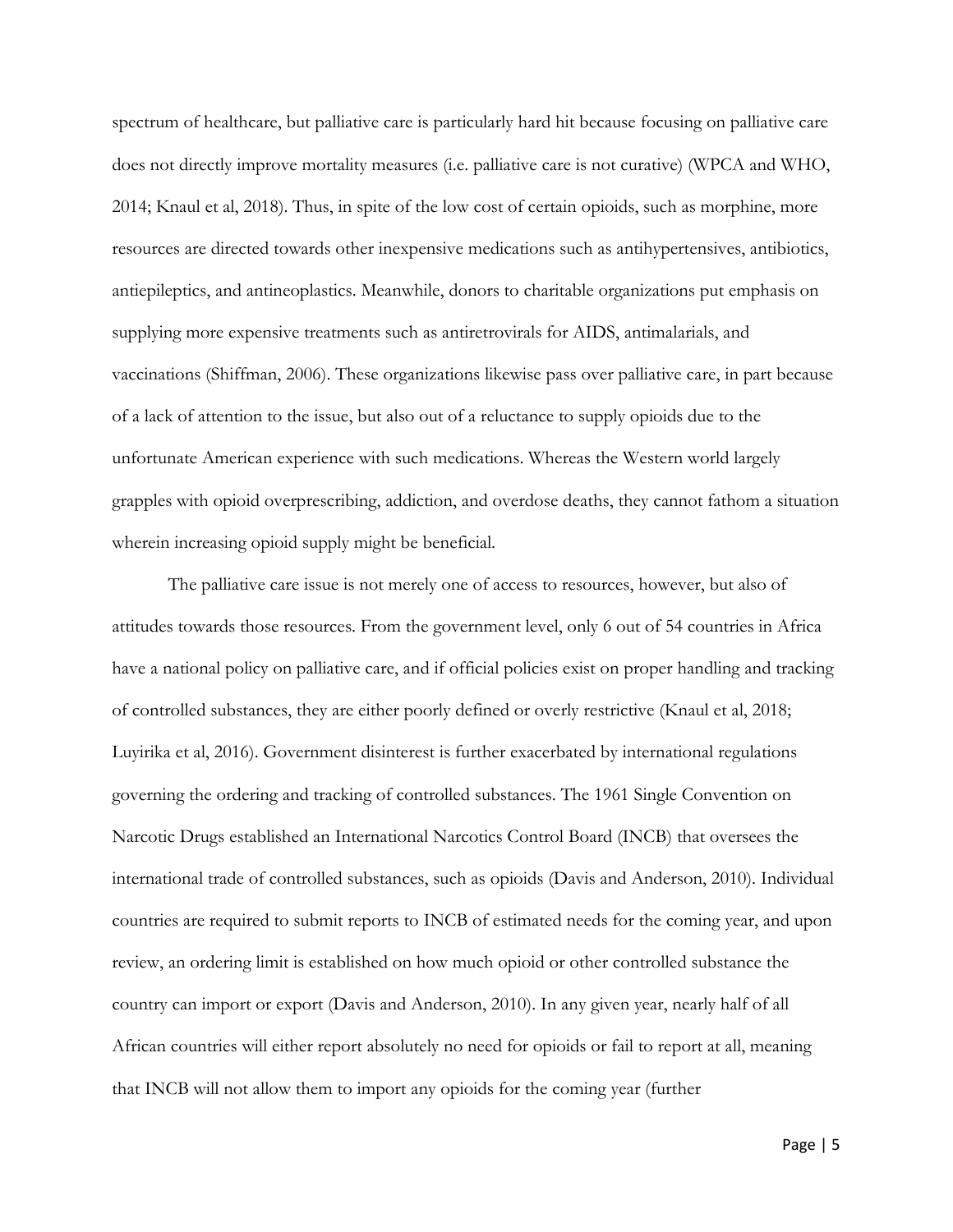spectrum of healthcare, but palliative care is particularly hard hit because focusing on palliative care does not directly improve mortality measures (i.e. palliative care is not curative) (WPCA and WHO, 2014; Knaul et al, 2018). Thus, in spite of the low cost of certain opioids, such as morphine, more resources are directed towards other inexpensive medications such as antihypertensives, antibiotics, antiepileptics, and antineoplastics. Meanwhile, donors to charitable organizations put emphasis on supplying more expensive treatments such as antiretrovirals for AIDS, antimalarials, and vaccinations (Shiffman, 2006). These organizations likewise pass over palliative care, in part because of a lack of attention to the issue, but also out of a reluctance to supply opioids due to the unfortunate American experience with such medications. Whereas the Western world largely grapples with opioid overprescribing, addiction, and overdose deaths, they cannot fathom a situation wherein increasing opioid supply might be beneficial.

The palliative care issue is not merely one of access to resources, however, but also of attitudes towards those resources. From the government level, only 6 out of 54 countries in Africa have a national policy on palliative care, and if official policies exist on proper handling and tracking of controlled substances, they are either poorly defined or overly restrictive (Knaul et al, 2018; Luyirika et al, 2016). Government disinterest is further exacerbated by international regulations governing the ordering and tracking of controlled substances. The 1961 Single Convention on Narcotic Drugs established an International Narcotics Control Board (INCB) that oversees the international trade of controlled substances, such as opioids (Davis and Anderson, 2010). Individual countries are required to submit reports to INCB of estimated needs for the coming year, and upon review, an ordering limit is established on how much opioid or other controlled substance the country can import or export (Davis and Anderson, 2010). In any given year, nearly half of all African countries will either report absolutely no need for opioids or fail to report at all, meaning that INCB will not allow them to import any opioids for the coming year (further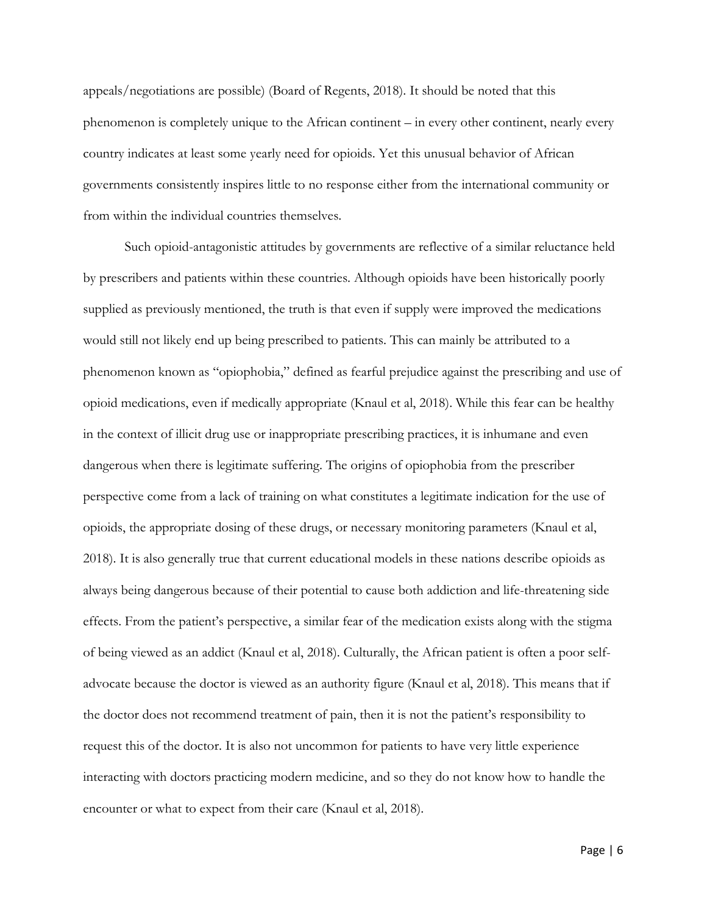appeals/negotiations are possible) (Board of Regents, 2018). It should be noted that this phenomenon is completely unique to the African continent – in every other continent, nearly every country indicates at least some yearly need for opioids. Yet this unusual behavior of African governments consistently inspires little to no response either from the international community or from within the individual countries themselves.

Such opioid-antagonistic attitudes by governments are reflective of a similar reluctance held by prescribers and patients within these countries. Although opioids have been historically poorly supplied as previously mentioned, the truth is that even if supply were improved the medications would still not likely end up being prescribed to patients. This can mainly be attributed to a phenomenon known as "opiophobia," defined as fearful prejudice against the prescribing and use of opioid medications, even if medically appropriate (Knaul et al, 2018). While this fear can be healthy in the context of illicit drug use or inappropriate prescribing practices, it is inhumane and even dangerous when there is legitimate suffering. The origins of opiophobia from the prescriber perspective come from a lack of training on what constitutes a legitimate indication for the use of opioids, the appropriate dosing of these drugs, or necessary monitoring parameters (Knaul et al, 2018). It is also generally true that current educational models in these nations describe opioids as always being dangerous because of their potential to cause both addiction and life-threatening side effects. From the patient's perspective, a similar fear of the medication exists along with the stigma of being viewed as an addict (Knaul et al, 2018). Culturally, the African patient is often a poor self-advocate because the doctor is viewed as an authority figure (Knaul et al, 2018). This means that if the doctor does not recommend treatment of pain, then it is not the patient's responsibility to request this of the doctor. It is also not uncommon for patients to have very little experience interacting with doctors practicing modern medicine, and so they do not know how to handle the encounter or what to expect from their care (Knaul et al, 2018).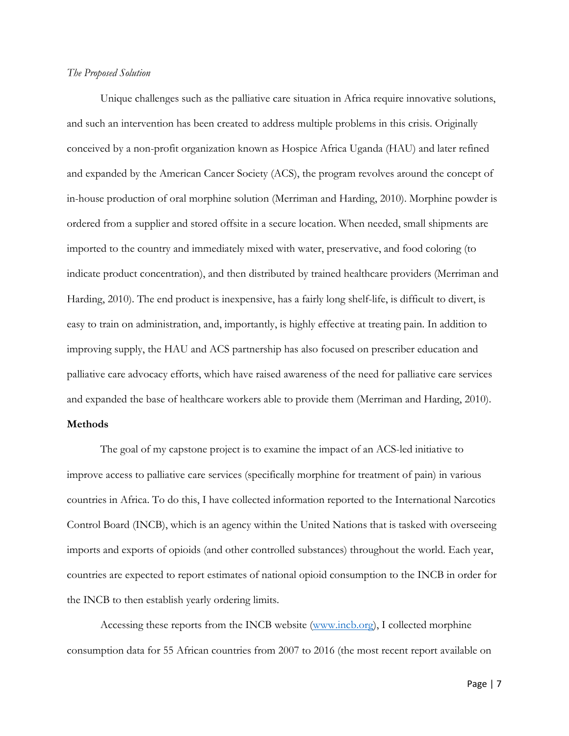*The Proposed Solution*

Unique challenges such as the palliative care situation in Africa require innovative solutions, and such an intervention has been created to address multiple problems in this crisis. Originally conceived by a non-profit organization known as Hospice Africa Uganda (HAU) and later refined and expanded by the American Cancer Society (ACS), the program revolves around the concept of in-house production of oral morphine solution (Merriman and Harding, 2010). Morphine powder is ordered from a supplier and stored offsite in a secure location. When needed, small shipments are imported to the country and immediately mixed with water, preservative, and food coloring (to indicate product concentration), and then distributed by trained healthcare providers (Merriman and Harding, 2010). The end product is inexpensive, has a fairly long shelf-life, is difficult to divert, is easy to train on administration, and, importantly, is highly effective at treating pain. In addition to improving supply, the HAU and ACS partnership has also focused on prescriber education and palliative care advocacy efforts, which have raised awareness of the need for palliative care services and expanded the base of healthcare workers able to provide them (Merriman and Harding, 2010).

**Methods**

The goal of my capstone project is to examine the impact of an ACS-led initiative to improve access to palliative care services (specifically morphine for treatment of pain) in various countries in Africa. To do this, I have collected information reported to the International Narcotics Control Board (INCB), which is an agency within the United Nations that is tasked with overseeing imports and exports of opioids (and other controlled substances) throughout the world. Each year, countries are expected to report estimates of national opioid consumption to the INCB in order for the INCB to then establish yearly ordering limits.

Accessing these reports from the INCB website (www.incb.org), I collected morphine consumption data for 55 African countries from 2007 to 2016 (the most recent report available on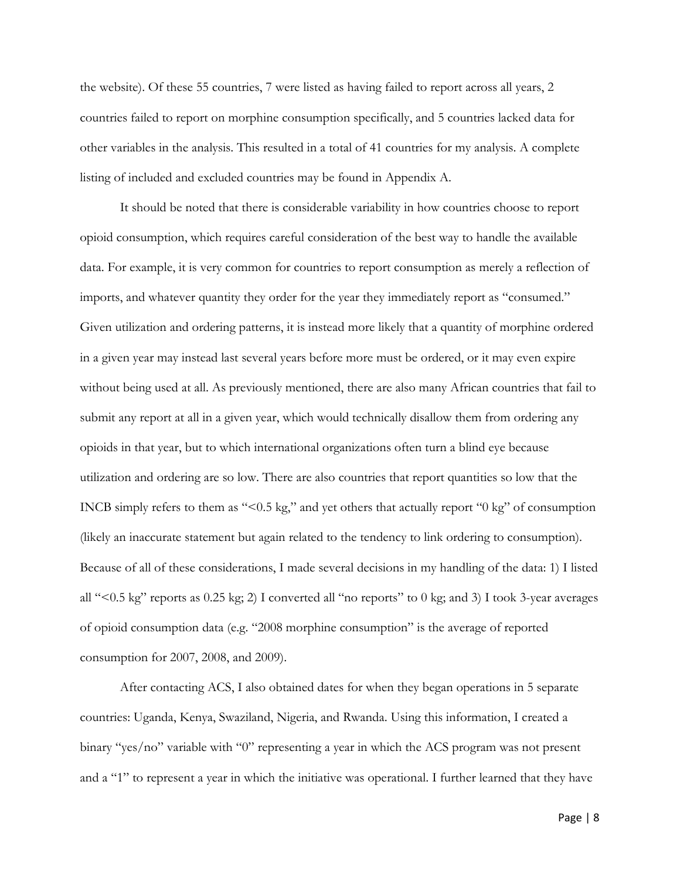the website). Of these 55 countries, 7 were listed as having failed to report across all years, 2 countries failed to report on morphine consumption specifically, and 5 countries lacked data for other variables in the analysis. This resulted in a total of 41 countries for my analysis. A complete listing of included and excluded countries may be found in Appendix A.

It should be noted that there is considerable variability in how countries choose to report opioid consumption, which requires careful consideration of the best way to handle the available data. For example, it is very common for countries to report consumption as merely a reflection of imports, and whatever quantity they order for the year they immediately report as "consumed." Given utilization and ordering patterns, it is instead more likely that a quantity of morphine ordered in a given year may instead last several years before more must be ordered, or it may even expire without being used at all. As previously mentioned, there are also many African countries that fail to submit any report at all in a given year, which would technically disallow them from ordering any opioids in that year, but to which international organizations often turn a blind eye because utilization and ordering are so low. There are also countries that report quantities so low that the INCB simply refers to them as "<0.5 kg," and yet others that actually report "0 kg" of consumption (likely an inaccurate statement but again related to the tendency to link ordering to consumption). Because of all of these considerations, I made several decisions in my handling of the data: 1) I listed all "<0.5 kg" reports as 0.25 kg; 2) I converted all "no reports" to 0 kg; and 3) I took 3-year averages of opioid consumption data (e.g. "2008 morphine consumption" is the average of reported consumption for 2007, 2008, and 2009).

After contacting ACS, I also obtained dates for when they began operations in 5 separate countries: Uganda, Kenya, Swaziland, Nigeria, and Rwanda. Using this information, I created a binary "yes/no" variable with "0" representing a year in which the ACS program was not present and a "1" to represent a year in which the initiative was operational. I further learned that they have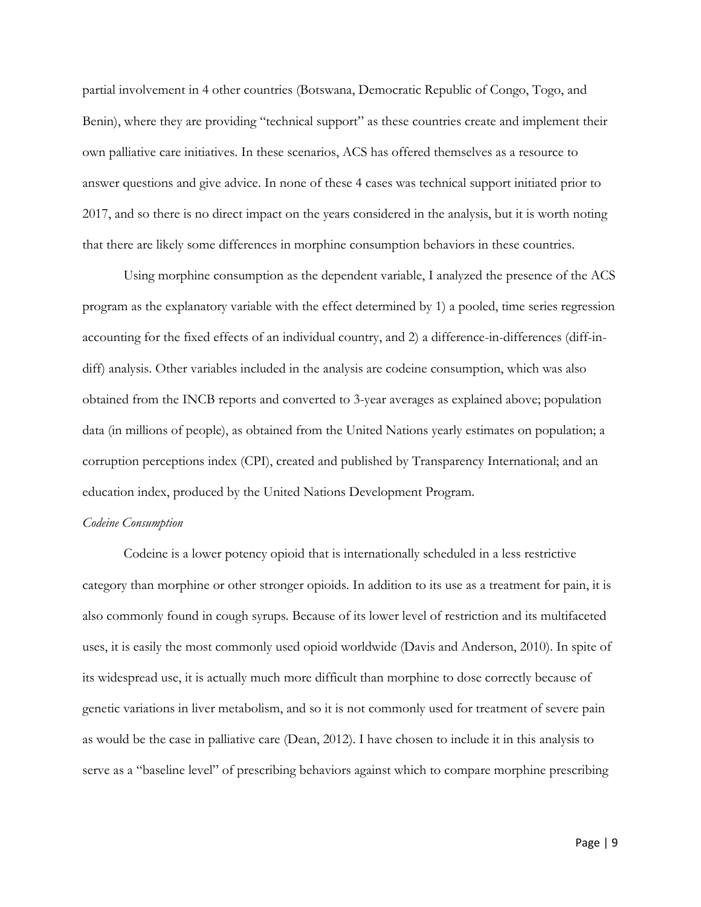partial involvement in 4 other countries (Botswana, Democratic Republic of Congo, Togo, and Benin), where they are providing "technical support" as these countries create and implement their own palliative care initiatives. In these scenarios, ACS has offered themselves as a resource to answer questions and give advice. In none of these 4 cases was technical support initiated prior to 2017, and so there is no direct impact on the years considered in the analysis, but it is worth noting that there are likely some differences in morphine consumption behaviors in these countries.

Using morphine consumption as the dependent variable, I analyzed the presence of the ACS program as the explanatory variable with the effect determined by 1) a pooled, time series regression accounting for the fixed effects of an individual country, and 2) a difference-in-differences (diff-in-diff) analysis. Other variables included in the analysis are codeine consumption, which was also obtained from the INCB reports and converted to 3-year averages as explained above; population data (in millions of people), as obtained from the United Nations yearly estimates on population; a corruption perceptions index (CPI), created and published by Transparency International; and an education index, produced by the United Nations Development Program.

*Codeine Consumption*

Codeine is a lower potency opioid that is internationally scheduled in a less restrictive category than morphine or other stronger opioids. In addition to its use as a treatment for pain, it is also commonly found in cough syrups. Because of its lower level of restriction and its multifaceted uses, it is easily the most commonly used opioid worldwide (Davis and Anderson, 2010). In spite of its widespread use, it is actually much more difficult than morphine to dose correctly because of genetic variations in liver metabolism, and so it is not commonly used for treatment of severe pain as would be the case in palliative care (Dean, 2012). I have chosen to include it in this analysis to serve as a "baseline level" of prescribing behaviors against which to compare morphine prescribing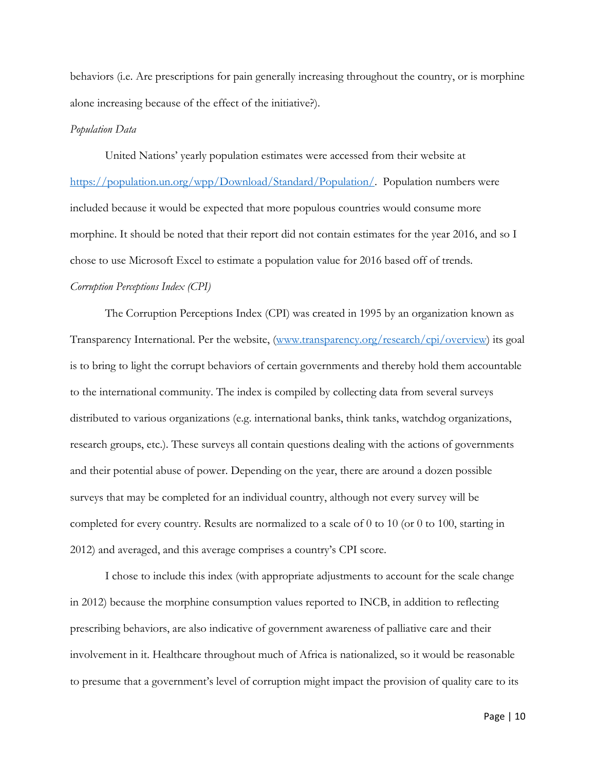behaviors (i.e. Are prescriptions for pain generally increasing throughout the country, or is morphine alone increasing because of the effect of the initiative?).

*Population Data*

United Nations' yearly population estimates were accessed from their website at https://population.un.org/wpp/Download/Standard/Population/. Population numbers were included because it would be expected that more populous countries would consume more morphine. It should be noted that their report did not contain estimates for the year 2016, and so I chose to use Microsoft Excel to estimate a population value for 2016 based off of trends.

*Corruption Perceptions Index (CPI)*

The Corruption Perceptions Index (CPI) was created in 1995 by an organization known as Transparency International. Per the website, (www.transparency.org/research/cpi/overview) its goal is to bring to light the corrupt behaviors of certain governments and thereby hold them accountable to the international community. The index is compiled by collecting data from several surveys distributed to various organizations (e.g. international banks, think tanks, watchdog organizations, research groups, etc.). These surveys all contain questions dealing with the actions of governments and their potential abuse of power. Depending on the year, there are around a dozen possible surveys that may be completed for an individual country, although not every survey will be completed for every country. Results are normalized to a scale of 0 to 10 (or 0 to 100, starting in 2012) and averaged, and this average comprises a country's CPI score.

I chose to include this index (with appropriate adjustments to account for the scale change in 2012) because the morphine consumption values reported to INCB, in addition to reflecting prescribing behaviors, are also indicative of government awareness of palliative care and their involvement in it. Healthcare throughout much of Africa is nationalized, so it would be reasonable to presume that a government's level of corruption might impact the provision of quality care to its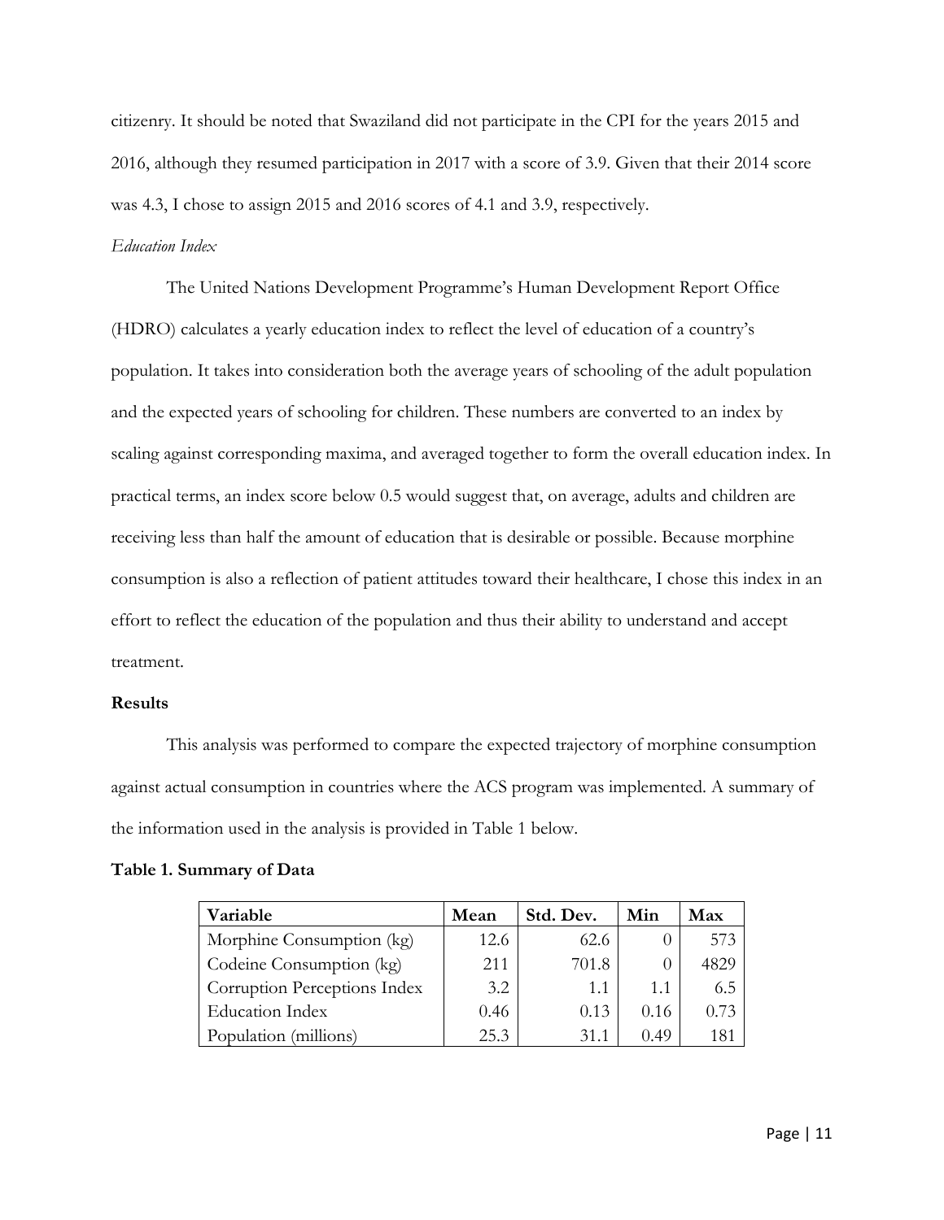citizenry. It should be noted that Swaziland did not participate in the CPI for the years 2015 and 2016, although they resumed participation in 2017 with a score of 3.9. Given that their 2014 score was 4.3, I chose to assign 2015 and 2016 scores of 4.1 and 3.9, respectively.

*Education Index*

The United Nations Development Programme's Human Development Report Office (HDRO) calculates a yearly education index to reflect the level of education of a country's population. It takes into consideration both the average years of schooling of the adult population and the expected years of schooling for children. These numbers are converted to an index by scaling against corresponding maxima, and averaged together to form the overall education index. In practical terms, an index score below 0.5 would suggest that, on average, adults and children are receiving less than half the amount of education that is desirable or possible. Because morphine consumption is also a reflection of patient attitudes toward their healthcare, I chose this index in an effort to reflect the education of the population and thus their ability to understand and accept treatment.

**Results**

This analysis was performed to compare the expected trajectory of morphine consumption against actual consumption in countries where the ACS program was implemented. A summary of the information used in the analysis is provided in Table 1 below.

**Table 1. Summary of Data**

| Variable | Mean | Std. Dev. | Min | Max |
|---|---|---|---|---|
| Morphine Consumption (kg) | 12.6 | 62.6 | 0 | 573 |
| Codeine Consumption (kg) | 211 | 701.8 | 0 | 4829 |
| Corruption Perceptions Index | 3.2 | 1.1 | 1.1 | 6.5 |
| Education Index | 0.46 | 0.13 | 0.16 | 0.73 |
| Population (millions) | 25.3 | 31.1 | 0.49 | 181 |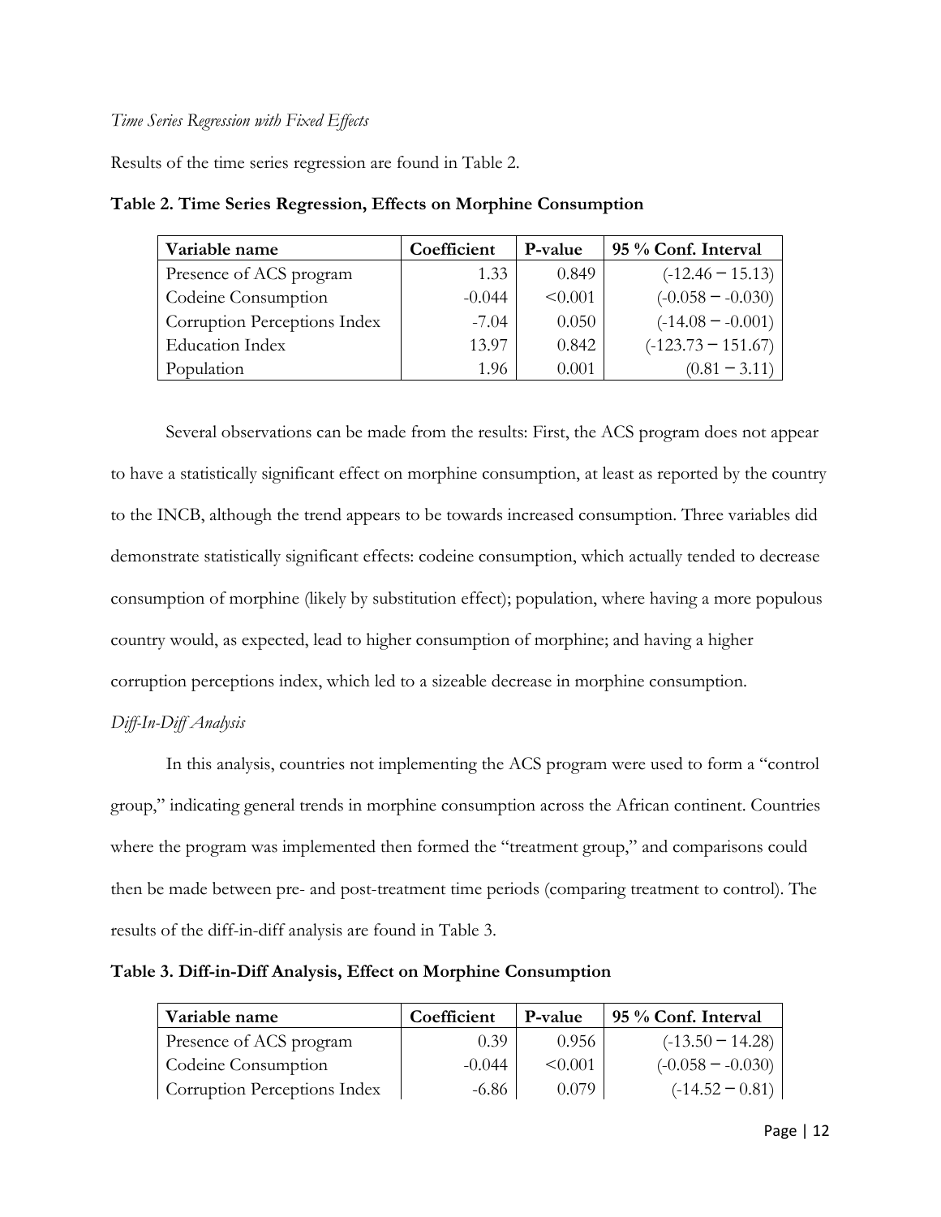*Time Series Regression with Fixed Effects*

Results of the time series regression are found in Table 2.

**Table 2. Time Series Regression, Effects on Morphine Consumption**

| Variable name | Coefficient | P-value | 95 % Conf. Interval |
|---|---|---|---|
| Presence of ACS program | 1.33 | 0.849 | (-12.46 – 15.13) |
| Codeine Consumption | -0.044 | <0.001 | (-0.058 – -0.030) |
| Corruption Perceptions Index | -7.04 | 0.050 | (-14.08 – -0.001) |
| Education Index | 13.97 | 0.842 | (-123.73 – 151.67) |
| Population | 1.96 | 0.001 | (0.81 – 3.11) |

Several observations can be made from the results: First, the ACS program does not appear to have a statistically significant effect on morphine consumption, at least as reported by the country to the INCB, although the trend appears to be towards increased consumption. Three variables did demonstrate statistically significant effects: codeine consumption, which actually tended to decrease consumption of morphine (likely by substitution effect); population, where having a more populous country would, as expected, lead to higher consumption of morphine; and having a higher corruption perceptions index, which led to a sizeable decrease in morphine consumption.

*Diff-In-Diff Analysis*

In this analysis, countries not implementing the ACS program were used to form a "control group," indicating general trends in morphine consumption across the African continent. Countries where the program was implemented then formed the "treatment group," and comparisons could then be made between pre- and post-treatment time periods (comparing treatment to control). The results of the diff-in-diff analysis are found in Table 3.

**Table 3. Diff-in-Diff Analysis, Effect on Morphine Consumption**

| Variable name | Coefficient | P-value | 95 % Conf. Interval |
|---|---|---|---|
| Presence of ACS program | 0.39 | 0.956 | (-13.50 – 14.28) |
| Codeine Consumption | -0.044 | <0.001 | (-0.058 – -0.030) |
| Corruption Perceptions Index | -6.86 | 0.079 | (-14.52 – 0.81) |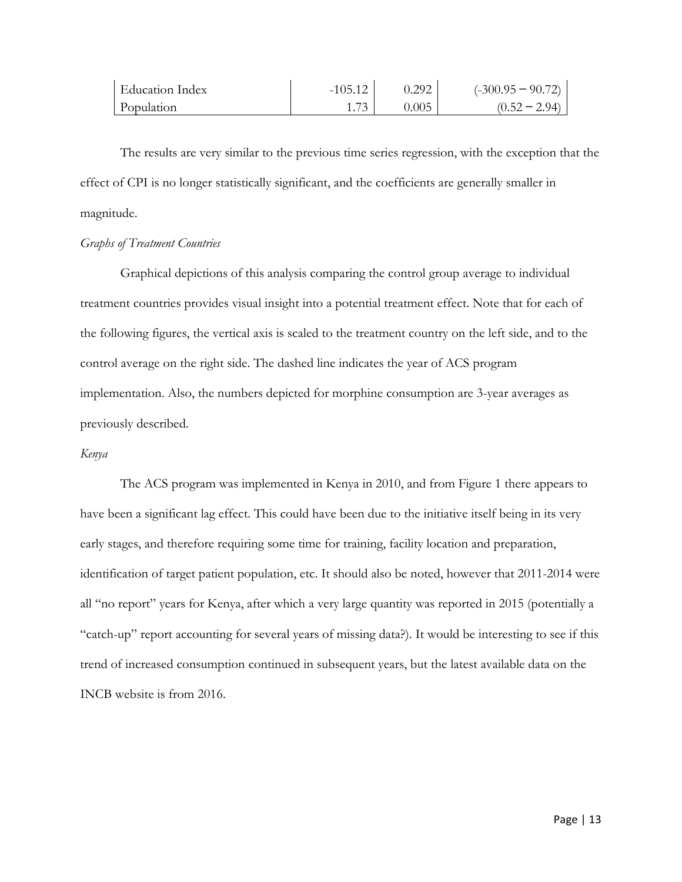| | | | |
|---|---|---|---|
| Education Index | -105.12 | 0.292 | (-300.95 – 90.72) |
| Population | 1.73 | 0.005 | (0.52 – 2.94) |

The results are very similar to the previous time series regression, with the exception that the effect of CPI is no longer statistically significant, and the coefficients are generally smaller in magnitude.

*Graphs of Treatment Countries*

Graphical depictions of this analysis comparing the control group average to individual treatment countries provides visual insight into a potential treatment effect. Note that for each of the following figures, the vertical axis is scaled to the treatment country on the left side, and to the control average on the right side. The dashed line indicates the year of ACS program implementation. Also, the numbers depicted for morphine consumption are 3-year averages as previously described.

*Kenya*

The ACS program was implemented in Kenya in 2010, and from Figure 1 there appears to have been a significant lag effect. This could have been due to the initiative itself being in its very early stages, and therefore requiring some time for training, facility location and preparation, identification of target patient population, etc. It should also be noted, however that 2011-2014 were all "no report" years for Kenya, after which a very large quantity was reported in 2015 (potentially a "catch-up" report accounting for several years of missing data?). It would be interesting to see if this trend of increased consumption continued in subsequent years, but the latest available data on the INCB website is from 2016.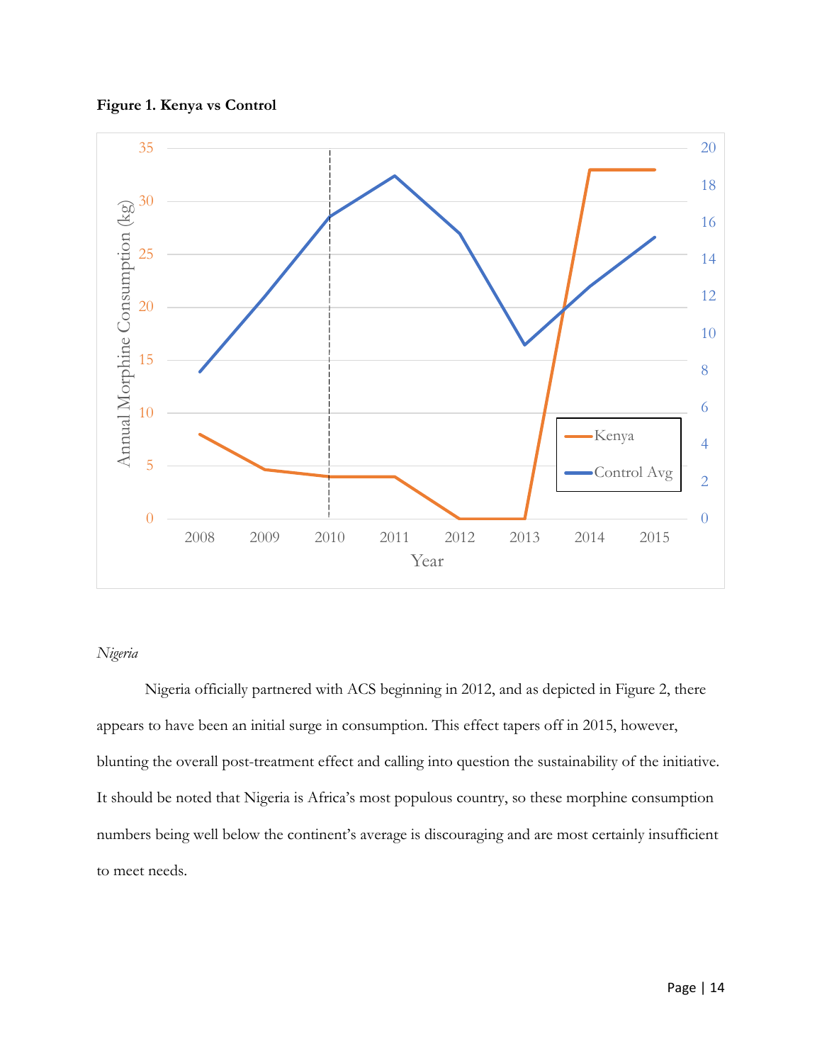**Figure 1. Kenya vs Control**

*Nigeria*

Nigeria officially partnered with ACS beginning in 2012, and as depicted in Figure 2, there appears to have been an initial surge in consumption. This effect tapers off in 2015, however, blunting the overall post-treatment effect and calling into question the sustainability of the initiative. It should be noted that Nigeria is Africa's most populous country, so these morphine consumption numbers being well below the continent's average is discouraging and are most certainly insufficient to meet needs.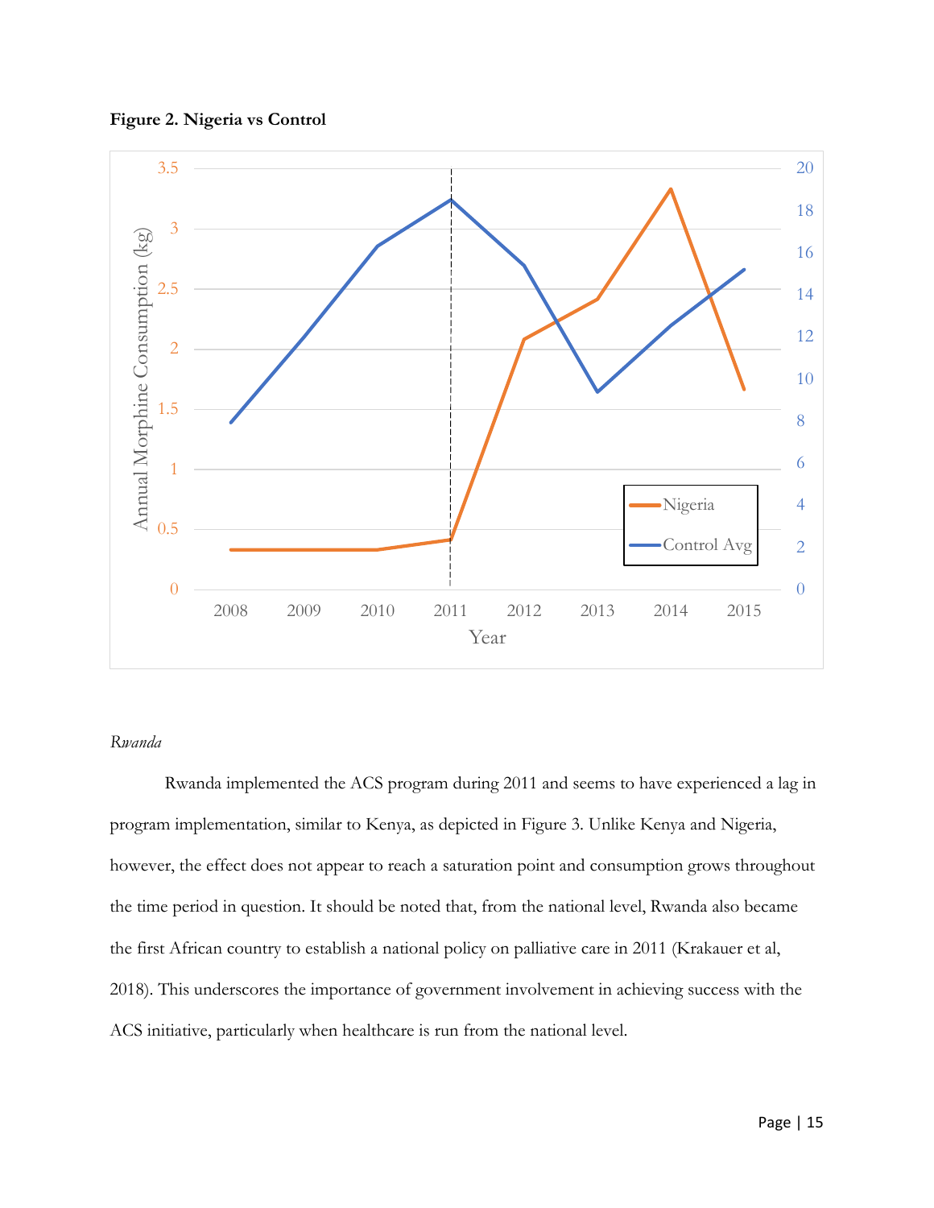**Figure 2. Nigeria vs Control**

*Rwanda*

Rwanda implemented the ACS program during 2011 and seems to have experienced a lag in program implementation, similar to Kenya, as depicted in Figure 3. Unlike Kenya and Nigeria, however, the effect does not appear to reach a saturation point and consumption grows throughout the time period in question. It should be noted that, from the national level, Rwanda also became the first African country to establish a national policy on palliative care in 2011 (Krakauer et al, 2018). This underscores the importance of government involvement in achieving success with the ACS initiative, particularly when healthcare is run from the national level.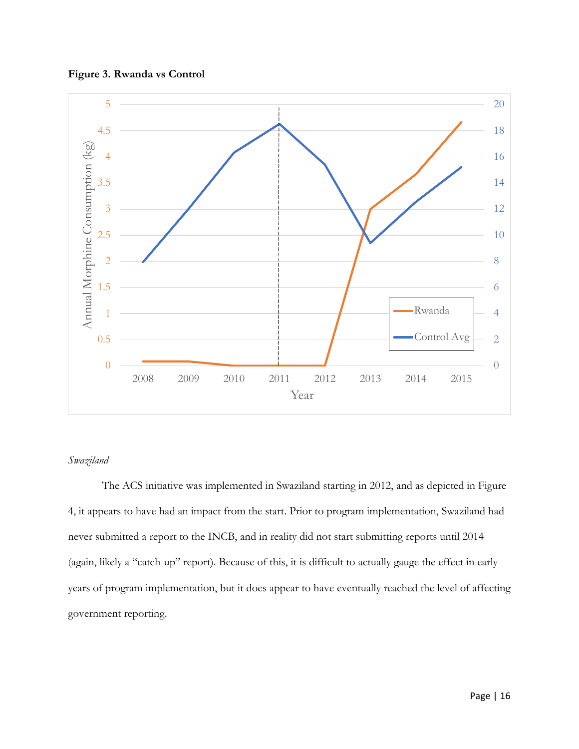**Figure 3. Rwanda vs Control**

*Swaziland*

The ACS initiative was implemented in Swaziland starting in 2012, and as depicted in Figure 4, it appears to have had an impact from the start. Prior to program implementation, Swaziland had never submitted a report to the INCB, and in reality did not start submitting reports until 2014 (again, likely a "catch-up" report). Because of this, it is difficult to actually gauge the effect in early years of program implementation, but it does appear to have eventually reached the level of affecting government reporting.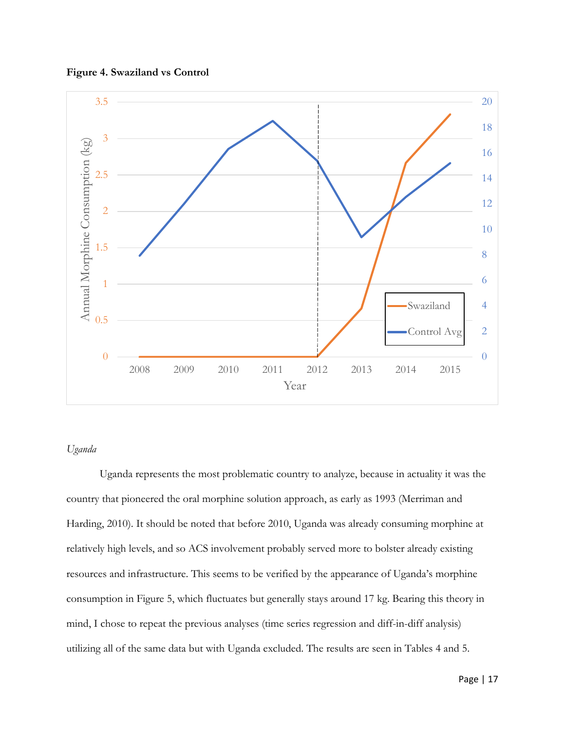**Figure 4. Swaziland vs Control**

*Uganda*

Uganda represents the most problematic country to analyze, because in actuality it was the country that pioneered the oral morphine solution approach, as early as 1993 (Merriman and Harding, 2010). It should be noted that before 2010, Uganda was already consuming morphine at relatively high levels, and so ACS involvement probably served more to bolster already existing resources and infrastructure. This seems to be verified by the appearance of Uganda's morphine consumption in Figure 5, which fluctuates but generally stays around 17 kg. Bearing this theory in mind, I chose to repeat the previous analyses (time series regression and diff-in-diff analysis) utilizing all of the same data but with Uganda excluded. The results are seen in Tables 4 and 5.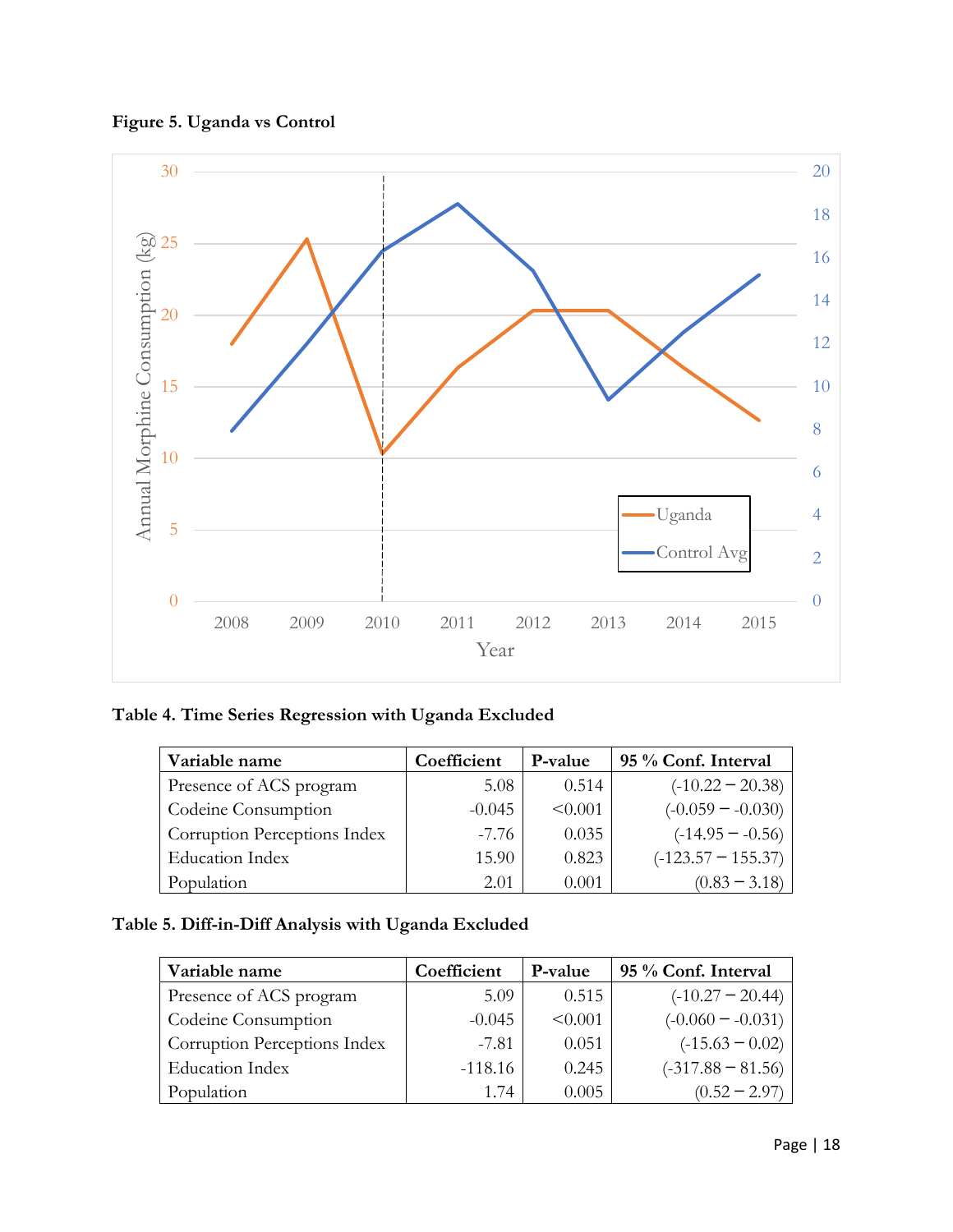**Figure 5. Uganda vs Control**

**Table 4. Time Series Regression with Uganda Excluded**

| Variable name | Coefficient | P-value | 95 % Conf. Interval |
|---|---|---|---|
| Presence of ACS program | 5.08 | 0.514 | (-10.22 – 20.38) |
| Codeine Consumption | -0.045 | <0.001 | (-0.059 – -0.030) |
| Corruption Perceptions Index | -7.76 | 0.035 | (-14.95 – -0.56) |
| Education Index | 15.90 | 0.823 | (-123.57 – 155.37) |
| Population | 2.01 | 0.001 | (0.83 – 3.18) |

**Table 5. Diff-in-Diff Analysis with Uganda Excluded**

| Variable name | Coefficient | P-value | 95 % Conf. Interval |
|---|---|---|---|
| Presence of ACS program | 5.09 | 0.515 | (-10.27 – 20.44) |
| Codeine Consumption | -0.045 | <0.001 | (-0.060 – -0.031) |
| Corruption Perceptions Index | -7.81 | 0.051 | (-15.63 – 0.02) |
| Education Index | -118.16 | 0.245 | (-317.88 – 81.56) |
| Population | 1.74 | 0.005 | (0.52 – 2.97) |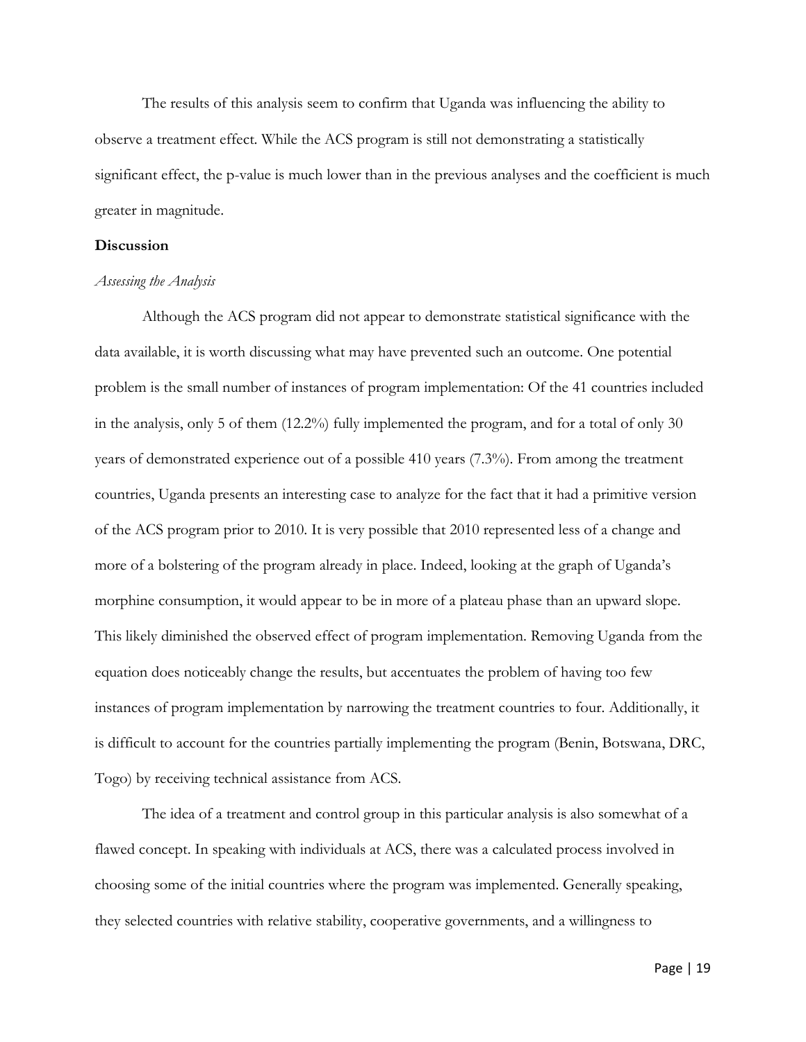The results of this analysis seem to confirm that Uganda was influencing the ability to observe a treatment effect. While the ACS program is still not demonstrating a statistically significant effect, the p-value is much lower than in the previous analyses and the coefficient is much greater in magnitude.

## Discussion

### *Assessing the Analysis*

Although the ACS program did not appear to demonstrate statistical significance with the data available, it is worth discussing what may have prevented such an outcome. One potential problem is the small number of instances of program implementation: Of the 41 countries included in the analysis, only 5 of them (12.2%) fully implemented the program, and for a total of only 30 years of demonstrated experience out of a possible 410 years (7.3%). From among the treatment countries, Uganda presents an interesting case to analyze for the fact that it had a primitive version of the ACS program prior to 2010. It is very possible that 2010 represented less of a change and more of a bolstering of the program already in place. Indeed, looking at the graph of Uganda's morphine consumption, it would appear to be in more of a plateau phase than an upward slope. This likely diminished the observed effect of program implementation. Removing Uganda from the equation does noticeably change the results, but accentuates the problem of having too few instances of program implementation by narrowing the treatment countries to four. Additionally, it is difficult to account for the countries partially implementing the program (Benin, Botswana, DRC, Togo) by receiving technical assistance from ACS.

The idea of a treatment and control group in this particular analysis is also somewhat of a flawed concept. In speaking with individuals at ACS, there was a calculated process involved in choosing some of the initial countries where the program was implemented. Generally speaking, they selected countries with relative stability, cooperative governments, and a willingness to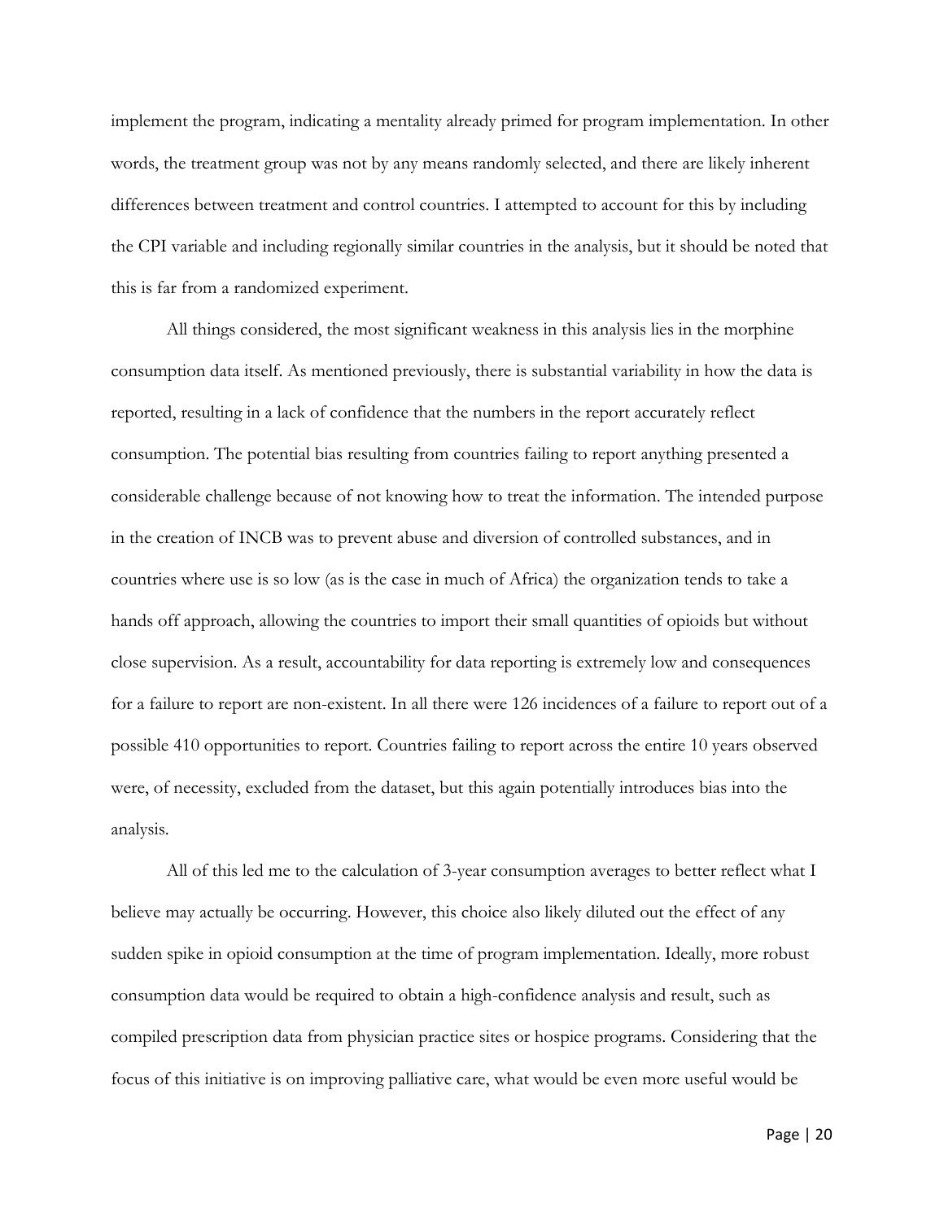implement the program, indicating a mentality already primed for program implementation. In other words, the treatment group was not by any means randomly selected, and there are likely inherent differences between treatment and control countries. I attempted to account for this by including the CPI variable and including regionally similar countries in the analysis, but it should be noted that this is far from a randomized experiment.

All things considered, the most significant weakness in this analysis lies in the morphine consumption data itself. As mentioned previously, there is substantial variability in how the data is reported, resulting in a lack of confidence that the numbers in the report accurately reflect consumption. The potential bias resulting from countries failing to report anything presented a considerable challenge because of not knowing how to treat the information. The intended purpose in the creation of INCB was to prevent abuse and diversion of controlled substances, and in countries where use is so low (as is the case in much of Africa) the organization tends to take a hands off approach, allowing the countries to import their small quantities of opioids but without close supervision. As a result, accountability for data reporting is extremely low and consequences for a failure to report are non-existent. In all there were 126 incidences of a failure to report out of a possible 410 opportunities to report. Countries failing to report across the entire 10 years observed were, of necessity, excluded from the dataset, but this again potentially introduces bias into the analysis.

All of this led me to the calculation of 3-year consumption averages to better reflect what I believe may actually be occurring. However, this choice also likely diluted out the effect of any sudden spike in opioid consumption at the time of program implementation. Ideally, more robust consumption data would be required to obtain a high-confidence analysis and result, such as compiled prescription data from physician practice sites or hospice programs. Considering that the focus of this initiative is on improving palliative care, what would be even more useful would be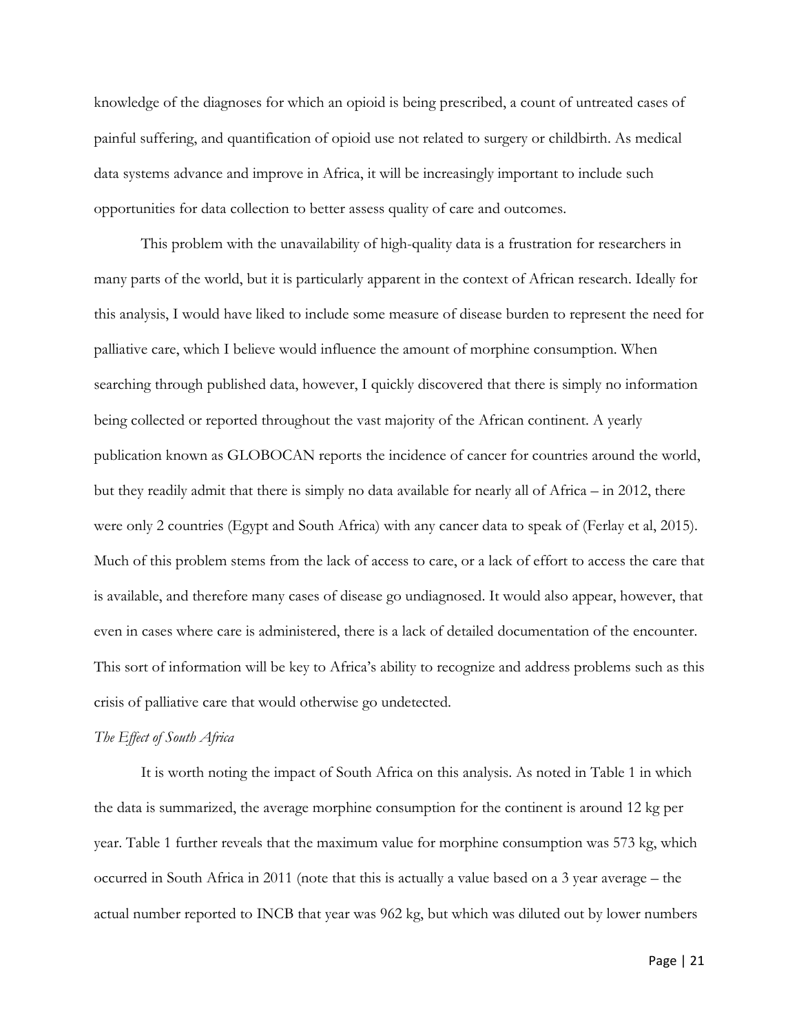knowledge of the diagnoses for which an opioid is being prescribed, a count of untreated cases of painful suffering, and quantification of opioid use not related to surgery or childbirth. As medical data systems advance and improve in Africa, it will be increasingly important to include such opportunities for data collection to better assess quality of care and outcomes.

This problem with the unavailability of high-quality data is a frustration for researchers in many parts of the world, but it is particularly apparent in the context of African research. Ideally for this analysis, I would have liked to include some measure of disease burden to represent the need for palliative care, which I believe would influence the amount of morphine consumption. When searching through published data, however, I quickly discovered that there is simply no information being collected or reported throughout the vast majority of the African continent. A yearly publication known as GLOBOCAN reports the incidence of cancer for countries around the world, but they readily admit that there is simply no data available for nearly all of Africa – in 2012, there were only 2 countries (Egypt and South Africa) with any cancer data to speak of (Ferlay et al, 2015). Much of this problem stems from the lack of access to care, or a lack of effort to access the care that is available, and therefore many cases of disease go undiagnosed. It would also appear, however, that even in cases where care is administered, there is a lack of detailed documentation of the encounter. This sort of information will be key to Africa's ability to recognize and address problems such as this crisis of palliative care that would otherwise go undetected.

*The Effect of South Africa*

It is worth noting the impact of South Africa on this analysis. As noted in Table 1 in which the data is summarized, the average morphine consumption for the continent is around 12 kg per year. Table 1 further reveals that the maximum value for morphine consumption was 573 kg, which occurred in South Africa in 2011 (note that this is actually a value based on a 3 year average – the actual number reported to INCB that year was 962 kg, but which was diluted out by lower numbers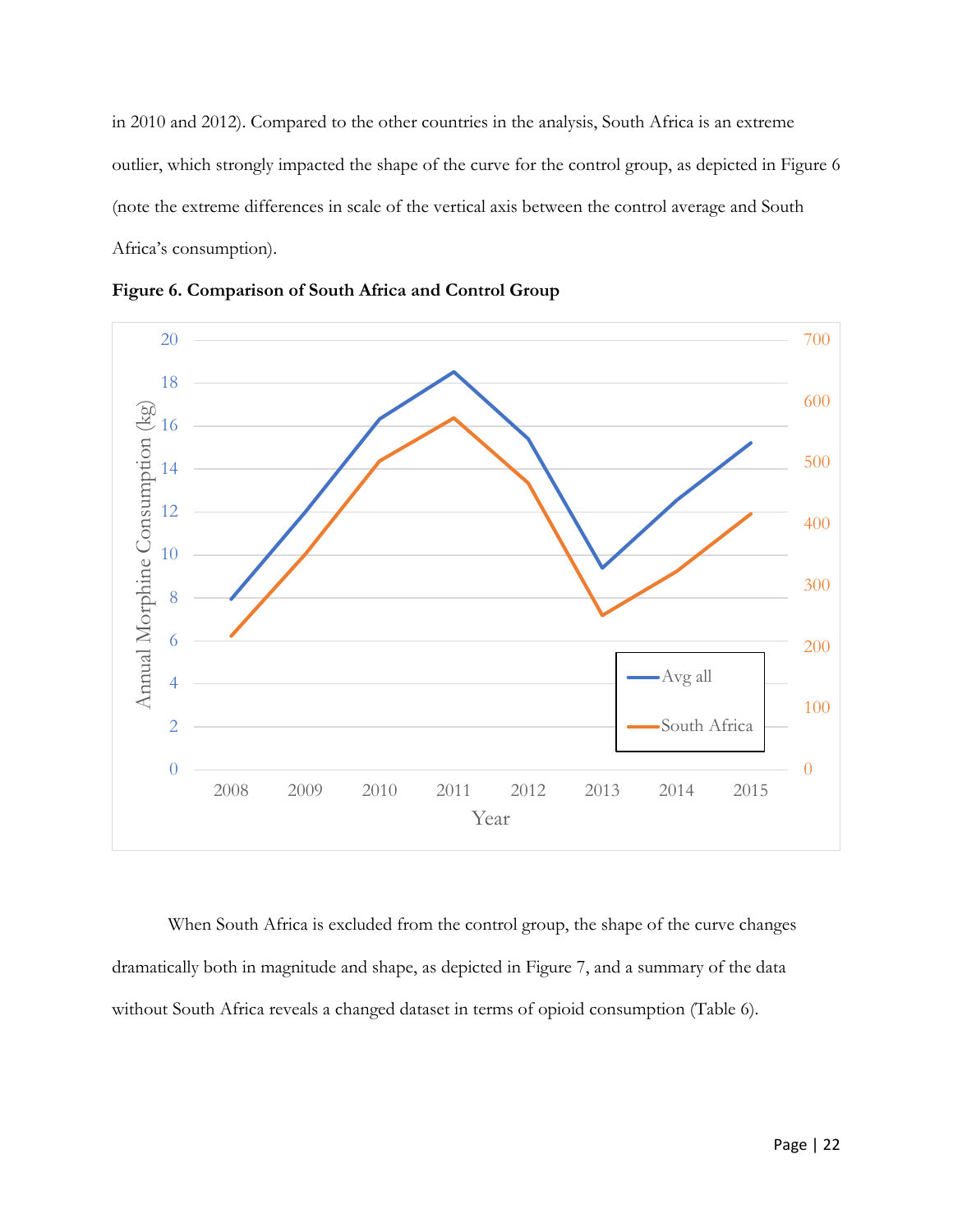in 2010 and 2012). Compared to the other countries in the analysis, South Africa is an extreme outlier, which strongly impacted the shape of the curve for the control group, as depicted in Figure 6 (note the extreme differences in scale of the vertical axis between the control average and South Africa's consumption).

**Figure 6. Comparison of South Africa and Control Group**

When South Africa is excluded from the control group, the shape of the curve changes dramatically both in magnitude and shape, as depicted in Figure 7, and a summary of the data without South Africa reveals a changed dataset in terms of opioid consumption (Table 6).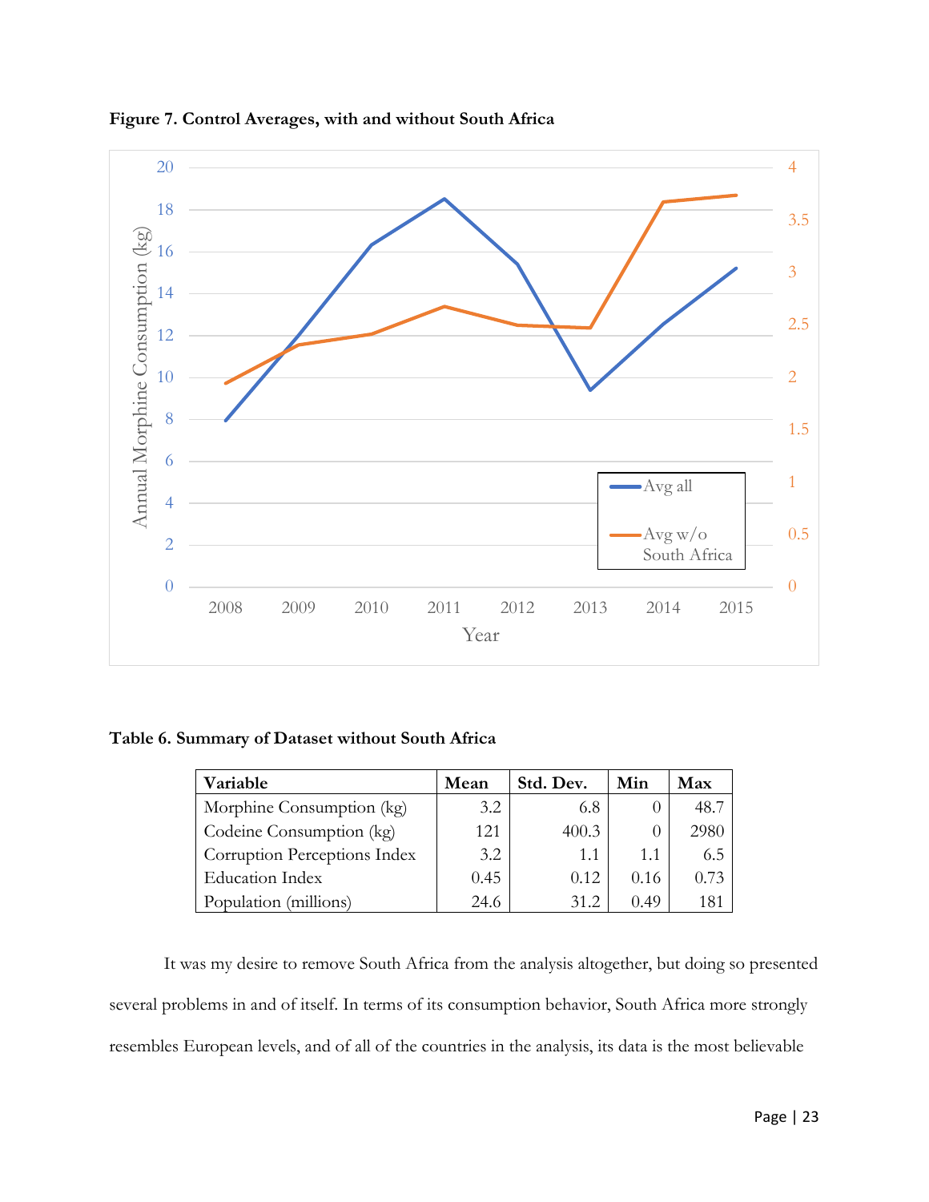**Figure 7. Control Averages, with and without South Africa**

**Table 6. Summary of Dataset without South Africa**

| Variable | Mean | Std. Dev. | Min | Max |
|---|---|---|---|---|
| Morphine Consumption (kg) | 3.2 | 6.8 | 0 | 48.7 |
| Codeine Consumption (kg) | 121 | 400.3 | 0 | 2980 |
| Corruption Perceptions Index | 3.2 | 1.1 | 1.1 | 6.5 |
| Education Index | 0.45 | 0.12 | 0.16 | 0.73 |
| Population (millions) | 24.6 | 31.2 | 0.49 | 181 |

It was my desire to remove South Africa from the analysis altogether, but doing so presented several problems in and of itself. In terms of its consumption behavior, South Africa more strongly resembles European levels, and of all of the countries in the analysis, its data is the most believable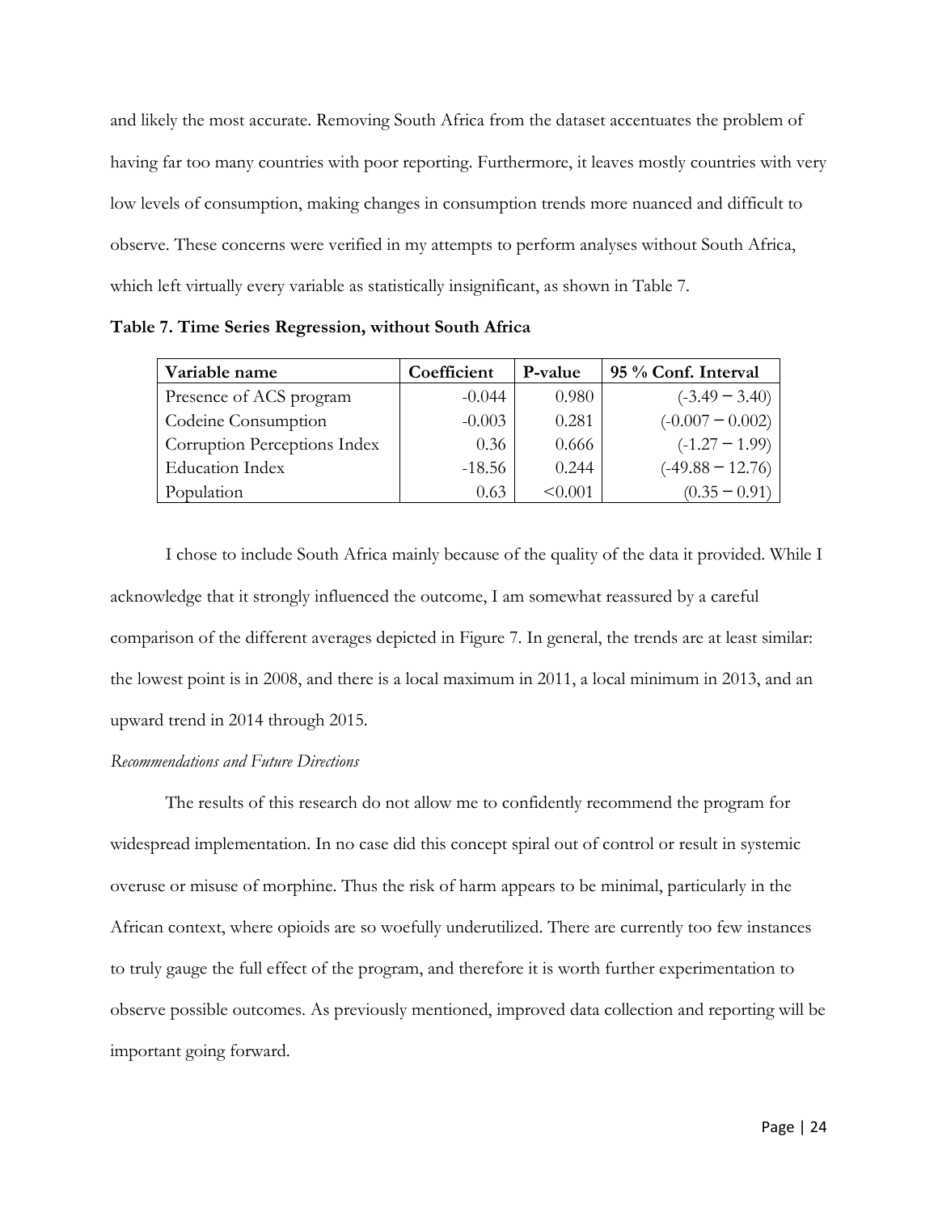and likely the most accurate. Removing South Africa from the dataset accentuates the problem of having far too many countries with poor reporting. Furthermore, it leaves mostly countries with very low levels of consumption, making changes in consumption trends more nuanced and difficult to observe. These concerns were verified in my attempts to perform analyses without South Africa, which left virtually every variable as statistically insignificant, as shown in Table 7.

**Table 7. Time Series Regression, without South Africa**

| Variable name | Coefficient | P-value | 95 % Conf. Interval |
| --- | --- | --- | --- |
| Presence of ACS program | -0.044 | 0.980 | (-3.49 – 3.40) |
| Codeine Consumption | -0.003 | 0.281 | (-0.007 – 0.002) |
| Corruption Perceptions Index | 0.36 | 0.666 | (-1.27 – 1.99) |
| Education Index | -18.56 | 0.244 | (-49.88 – 12.76) |
| Population | 0.63 | <0.001 | (0.35 – 0.91) |

I chose to include South Africa mainly because of the quality of the data it provided. While I acknowledge that it strongly influenced the outcome, I am somewhat reassured by a careful comparison of the different averages depicted in Figure 7. In general, the trends are at least similar: the lowest point is in 2008, and there is a local maximum in 2011, a local minimum in 2013, and an upward trend in 2014 through 2015.

*Recommendations and Future Directions*

The results of this research do not allow me to confidently recommend the program for widespread implementation. In no case did this concept spiral out of control or result in systemic overuse or misuse of morphine. Thus the risk of harm appears to be minimal, particularly in the African context, where opioids are so woefully underutilized. There are currently too few instances to truly gauge the full effect of the program, and therefore it is worth further experimentation to observe possible outcomes. As previously mentioned, improved data collection and reporting will be important going forward.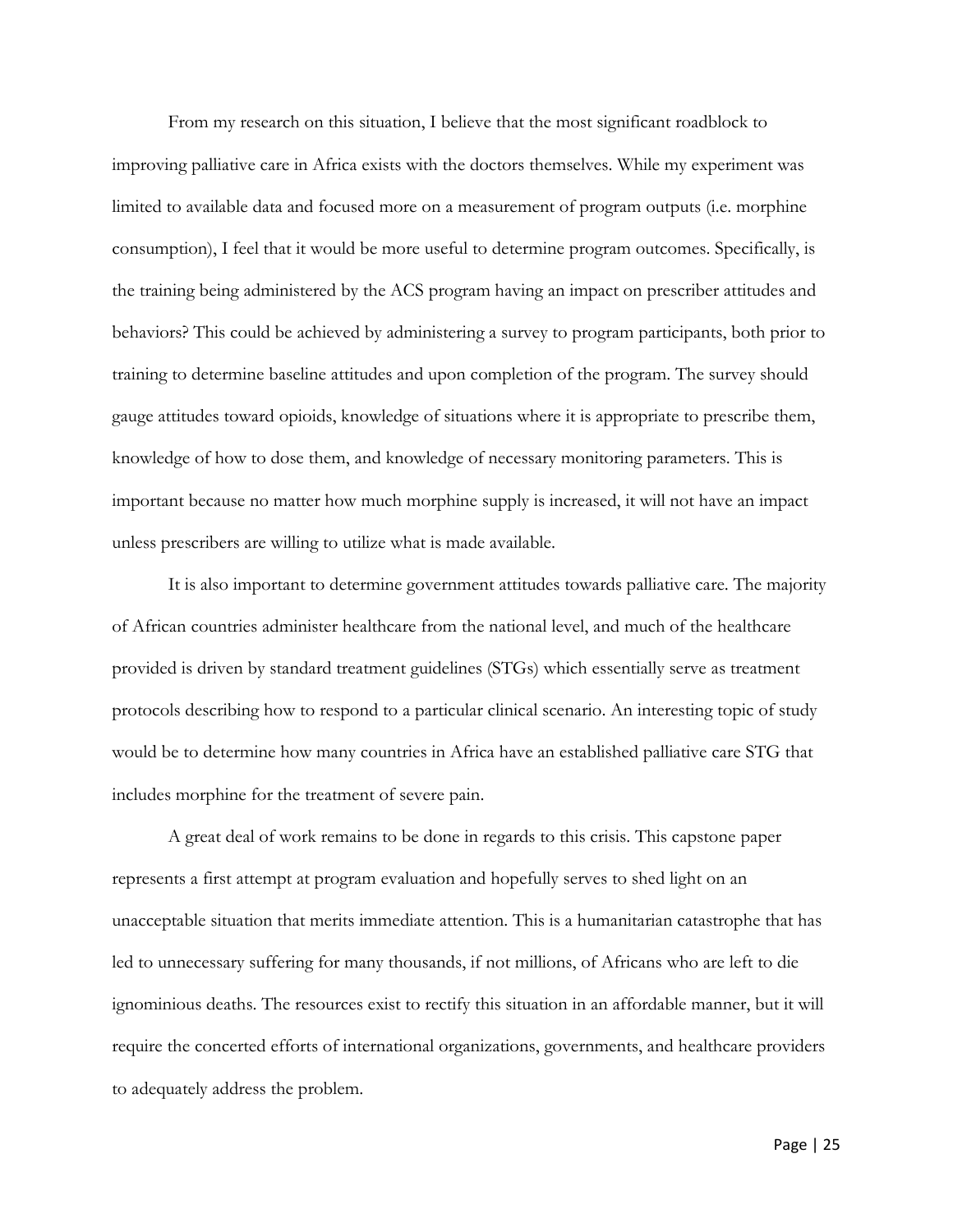From my research on this situation, I believe that the most significant roadblock to improving palliative care in Africa exists with the doctors themselves. While my experiment was limited to available data and focused more on a measurement of program outputs (i.e. morphine consumption), I feel that it would be more useful to determine program outcomes. Specifically, is the training being administered by the ACS program having an impact on prescriber attitudes and behaviors? This could be achieved by administering a survey to program participants, both prior to training to determine baseline attitudes and upon completion of the program. The survey should gauge attitudes toward opioids, knowledge of situations where it is appropriate to prescribe them, knowledge of how to dose them, and knowledge of necessary monitoring parameters. This is important because no matter how much morphine supply is increased, it will not have an impact unless prescribers are willing to utilize what is made available.

It is also important to determine government attitudes towards palliative care. The majority of African countries administer healthcare from the national level, and much of the healthcare provided is driven by standard treatment guidelines (STGs) which essentially serve as treatment protocols describing how to respond to a particular clinical scenario. An interesting topic of study would be to determine how many countries in Africa have an established palliative care STG that includes morphine for the treatment of severe pain.

A great deal of work remains to be done in regards to this crisis. This capstone paper represents a first attempt at program evaluation and hopefully serves to shed light on an unacceptable situation that merits immediate attention. This is a humanitarian catastrophe that has led to unnecessary suffering for many thousands, if not millions, of Africans who are left to die ignominious deaths. The resources exist to rectify this situation in an affordable manner, but it will require the concerted efforts of international organizations, governments, and healthcare providers to adequately address the problem.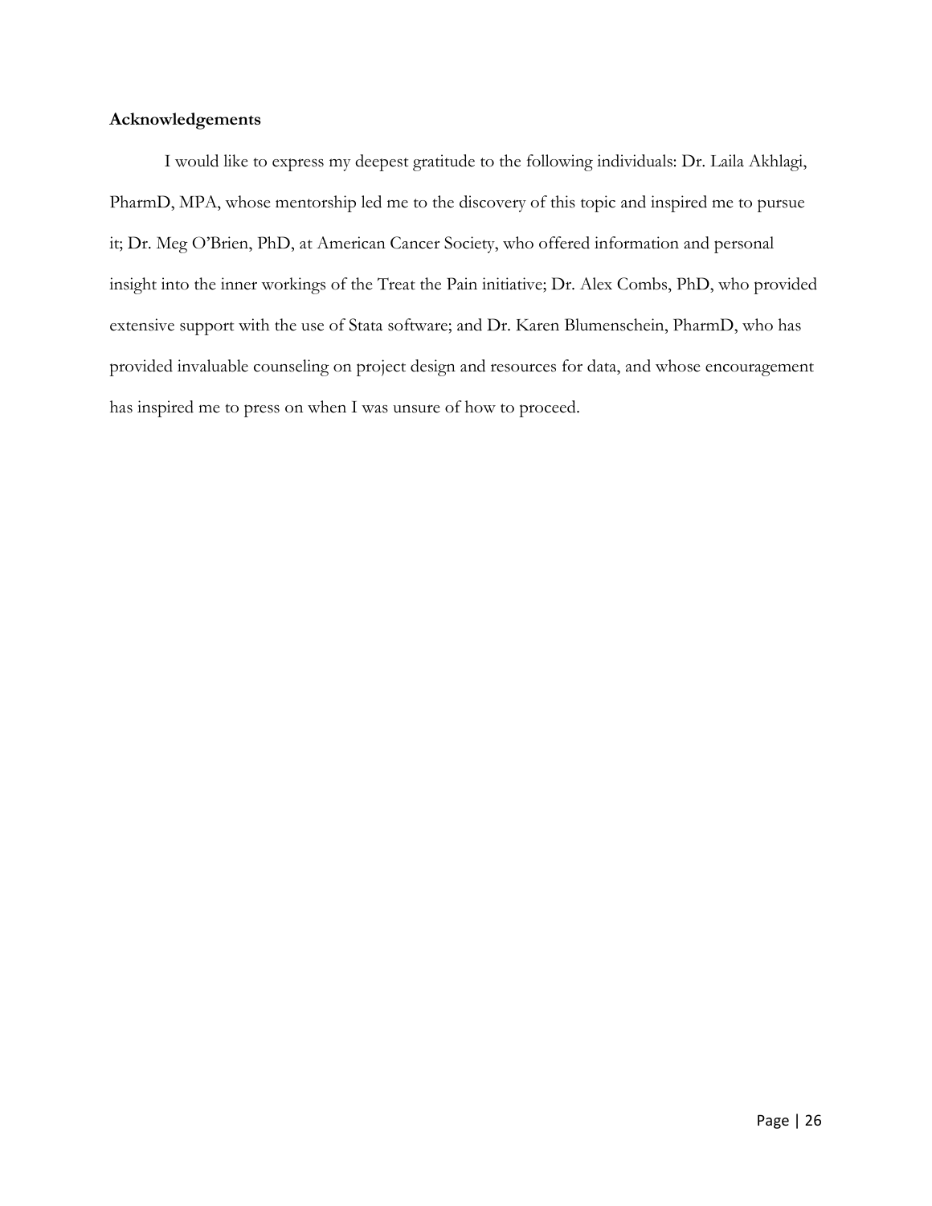**Acknowledgements**

I would like to express my deepest gratitude to the following individuals: Dr. Laila Akhlagi, PharmD, MPA, whose mentorship led me to the discovery of this topic and inspired me to pursue it; Dr. Meg O'Brien, PhD, at American Cancer Society, who offered information and personal insight into the inner workings of the Treat the Pain initiative; Dr. Alex Combs, PhD, who provided extensive support with the use of Stata software; and Dr. Karen Blumenschein, PharmD, who has provided invaluable counseling on project design and resources for data, and whose encouragement has inspired me to press on when I was unsure of how to proceed.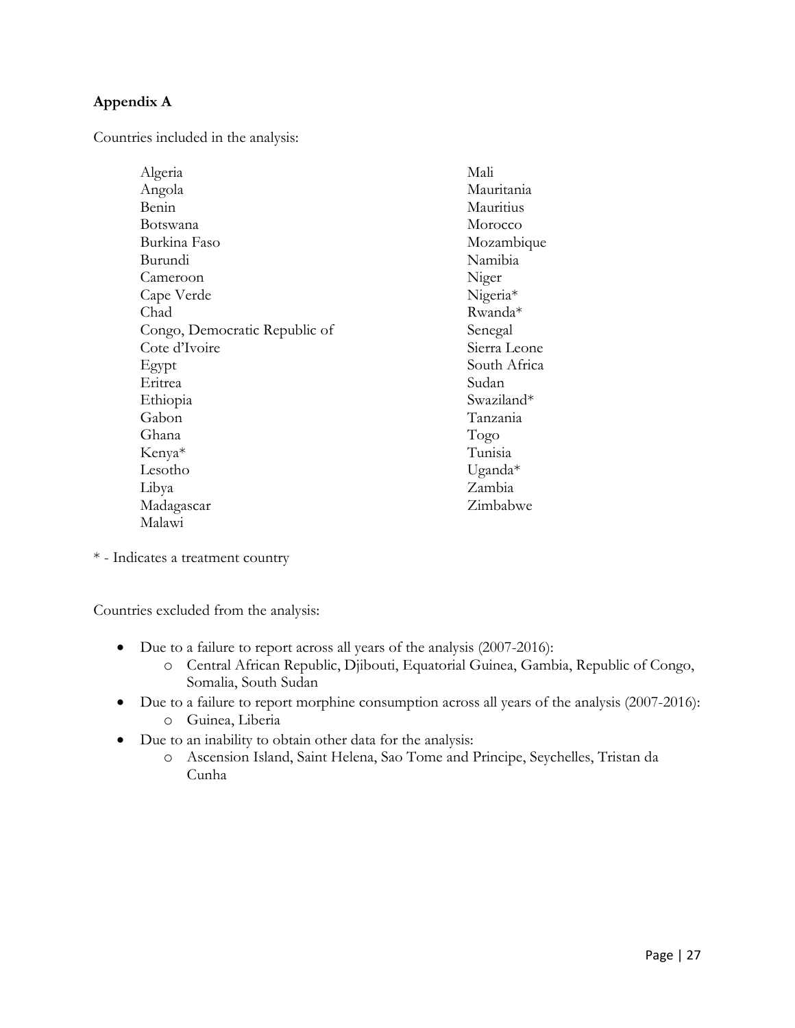## Appendix A

Countries included in the analysis:

Algeria
Angola
Benin
Botswana
Burkina Faso
Burundi
Cameroon
Cape Verde
Chad
Congo, Democratic Republic of
Cote d'Ivoire
Egypt
Eritrea
Ethiopia
Gabon
Ghana
Kenya*
Lesotho
Libya
Madagascar
Malawi
Mali
Mauritania
Mauritius
Morocco
Mozambique
Namibia
Niger
Nigeria*
Rwanda*
Senegal
Sierra Leone
South Africa
Sudan
Swaziland*
Tanzania
Togo
Tunisia
Uganda*
Zambia
Zimbabwe

* - Indicates a treatment country

Countries excluded from the analysis:

- Due to a failure to report across all years of the analysis (2007-2016):
  - Central African Republic, Djibouti, Equatorial Guinea, Gambia, Republic of Congo, Somalia, South Sudan
- Due to a failure to report morphine consumption across all years of the analysis (2007-2016):
  - Guinea, Liberia
- Due to an inability to obtain other data for the analysis:
  - Ascension Island, Saint Helena, Sao Tome and Principe, Seychelles, Tristan da Cunha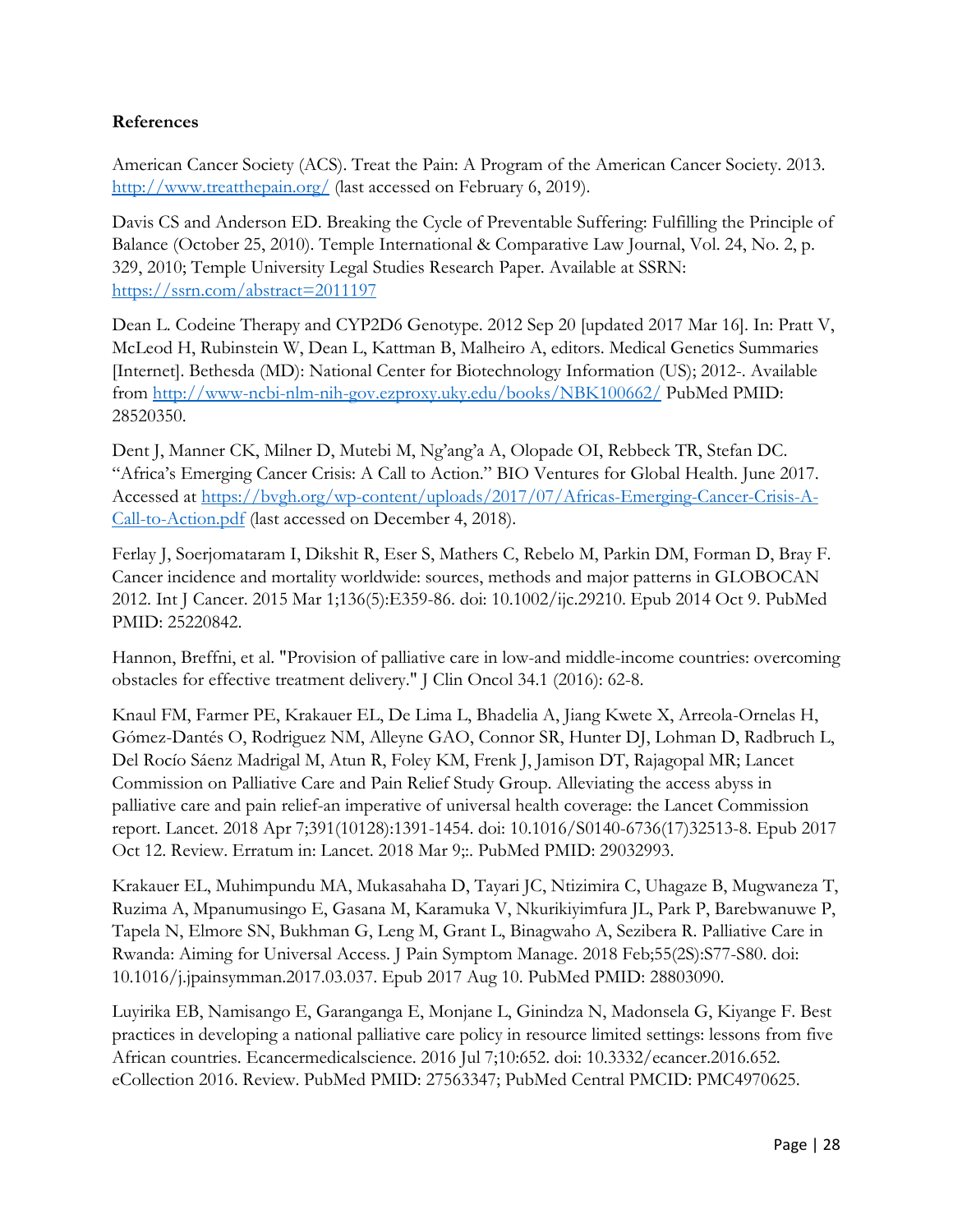**References**

American Cancer Society (ACS). Treat the Pain: A Program of the American Cancer Society. 2013. http://www.treatthepain.org/ (last accessed on February 6, 2019).

Davis CS and Anderson ED. Breaking the Cycle of Preventable Suffering: Fulfilling the Principle of Balance (October 25, 2010). Temple International & Comparative Law Journal, Vol. 24, No. 2, p. 329, 2010; Temple University Legal Studies Research Paper. Available at SSRN: https://ssrn.com/abstract=2011197

Dean L. Codeine Therapy and CYP2D6 Genotype. 2012 Sep 20 [updated 2017 Mar 16]. In: Pratt V, McLeod H, Rubinstein W, Dean L, Kattman B, Malheiro A, editors. Medical Genetics Summaries [Internet]. Bethesda (MD): National Center for Biotechnology Information (US); 2012-. Available from http://www-ncbi-nlm-nih-gov.ezproxy.uky.edu/books/NBK100662/ PubMed PMID: 28520350.

Dent J, Manner CK, Milner D, Mutebi M, Ng'ang'a A, Olopade OI, Rebbeck TR, Stefan DC. "Africa's Emerging Cancer Crisis: A Call to Action." BIO Ventures for Global Health. June 2017. Accessed at https://bvgh.org/wp-content/uploads/2017/07/Africas-Emerging-Cancer-Crisis-A-Call-to-Action.pdf (last accessed on December 4, 2018).

Ferlay J, Soerjomataram I, Dikshit R, Eser S, Mathers C, Rebelo M, Parkin DM, Forman D, Bray F. Cancer incidence and mortality worldwide: sources, methods and major patterns in GLOBOCAN 2012. Int J Cancer. 2015 Mar 1;136(5):E359-86. doi: 10.1002/ijc.29210. Epub 2014 Oct 9. PubMed PMID: 25220842.

Hannon, Breffni, et al. "Provision of palliative care in low-and middle-income countries: overcoming obstacles for effective treatment delivery." J Clin Oncol 34.1 (2016): 62-8.

Knaul FM, Farmer PE, Krakauer EL, De Lima L, Bhadelia A, Jiang Kwete X, Arreola-Ornelas H, Gómez-Dantés O, Rodriguez NM, Alleyne GAO, Connor SR, Hunter DJ, Lohman D, Radbruch L, Del Rocío Sáenz Madrigal M, Atun R, Foley KM, Frenk J, Jamison DT, Rajagopal MR; Lancet Commission on Palliative Care and Pain Relief Study Group. Alleviating the access abyss in palliative care and pain relief-an imperative of universal health coverage: the Lancet Commission report. Lancet. 2018 Apr 7;391(10128):1391-1454. doi: 10.1016/S0140-6736(17)32513-8. Epub 2017 Oct 12. Review. Erratum in: Lancet. 2018 Mar 9;:. PubMed PMID: 29032993.

Krakauer EL, Muhimpundu MA, Mukasahaha D, Tayari JC, Ntizimira C, Uhagaze B, Mugwaneza T, Ruzima A, Mpanumusingo E, Gasana M, Karamuka V, Nkurikiyimfura JL, Park P, Barebwanuwe P, Tapela N, Elmore SN, Bukhman G, Leng M, Grant L, Binagwaho A, Sezibera R. Palliative Care in Rwanda: Aiming for Universal Access. J Pain Symptom Manage. 2018 Feb;55(2S):S77-S80. doi: 10.1016/j.jpainsymman.2017.03.037. Epub 2017 Aug 10. PubMed PMID: 28803090.

Luyirika EB, Namisango E, Garanganga E, Monjane L, Ginindza N, Madonsela G, Kiyange F. Best practices in developing a national palliative care policy in resource limited settings: lessons from five African countries. Ecancermedicalscience. 2016 Jul 7;10:652. doi: 10.3332/ecancer.2016.652. eCollection 2016. Review. PubMed PMID: 27563347; PubMed Central PMCID: PMC4970625.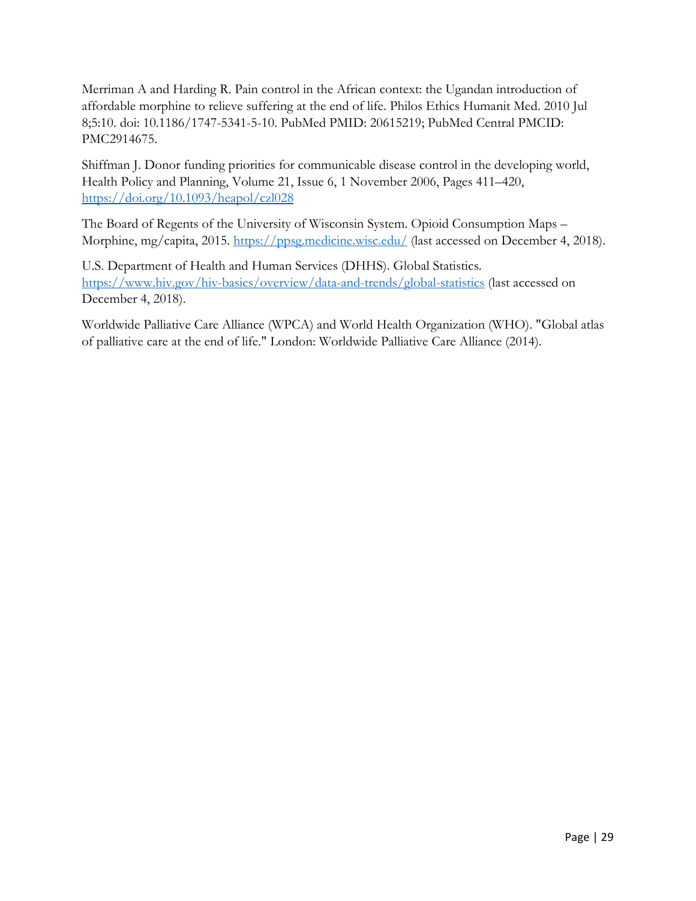Merriman A and Harding R. Pain control in the African context: the Ugandan introduction of affordable morphine to relieve suffering at the end of life. Philos Ethics Humanit Med. 2010 Jul 8;5:10. doi: 10.1186/1747-5341-5-10. PubMed PMID: 20615219; PubMed Central PMCID: PMC2914675.

Shiffman J. Donor funding priorities for communicable disease control in the developing world, Health Policy and Planning, Volume 21, Issue 6, 1 November 2006, Pages 411–420, https://doi.org/10.1093/heapol/czl028

The Board of Regents of the University of Wisconsin System. Opioid Consumption Maps – Morphine, mg/capita, 2015. https://ppsg.medicine.wisc.edu/ (last accessed on December 4, 2018).

U.S. Department of Health and Human Services (DHHS). Global Statistics. https://www.hiv.gov/hiv-basics/overview/data-and-trends/global-statistics (last accessed on December 4, 2018).

Worldwide Palliative Care Alliance (WPCA) and World Health Organization (WHO). "Global atlas of palliative care at the end of life." London: Worldwide Palliative Care Alliance (2014).